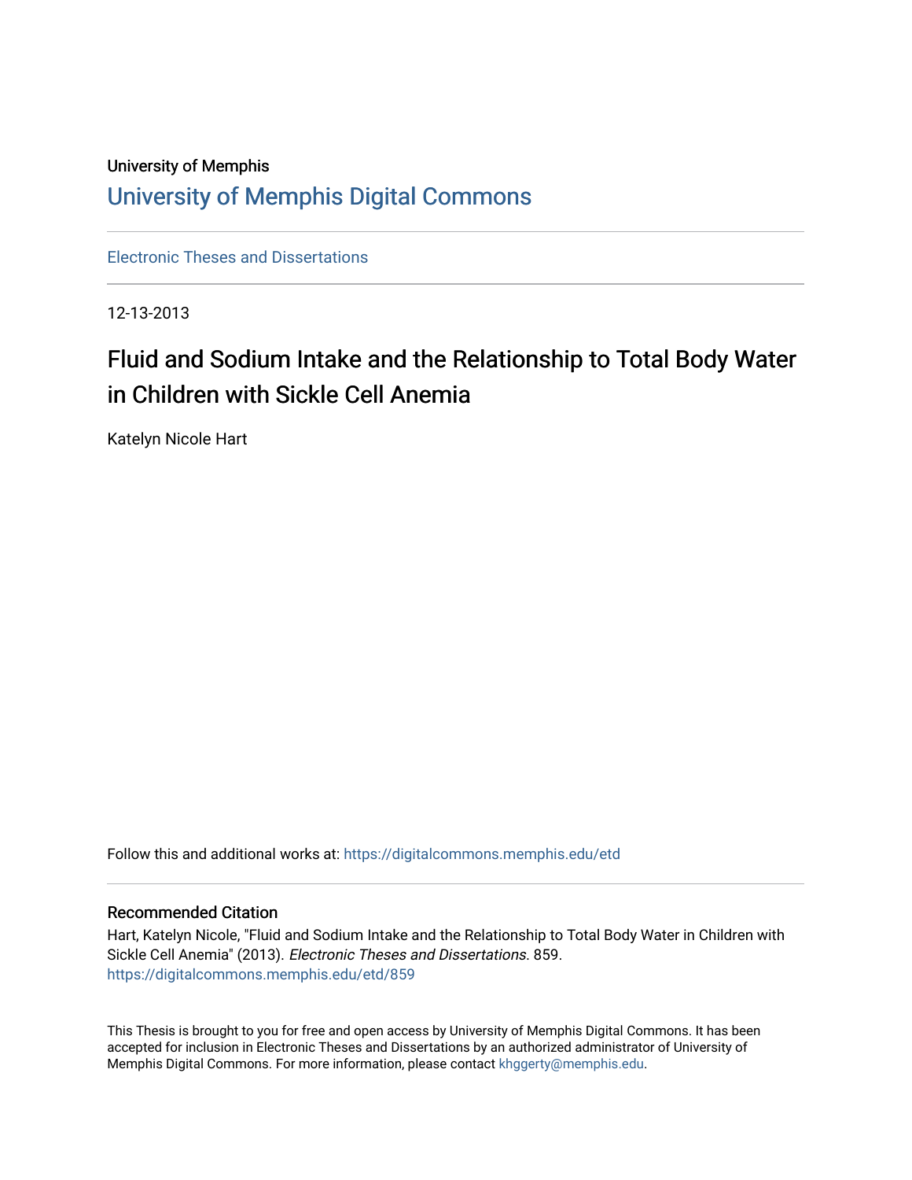University of Memphis

# University of Memphis Digital Commons

Electronic Theses and Dissertations

12-13-2013

# Fluid and Sodium Intake and the Relationship to Total Body Water in Children with Sickle Cell Anemia

Katelyn Nicole Hart

Follow this and additional works at: https://digitalcommons.memphis.edu/etd

## Recommended Citation

Hart, Katelyn Nicole, "Fluid and Sodium Intake and the Relationship to Total Body Water in Children with Sickle Cell Anemia" (2013). *Electronic Theses and Dissertations*. 859.
https://digitalcommons.memphis.edu/etd/859

This Thesis is brought to you for free and open access by University of Memphis Digital Commons. It has been accepted for inclusion in Electronic Theses and Dissertations by an authorized administrator of University of Memphis Digital Commons. For more information, please contact khggerty@memphis.edu.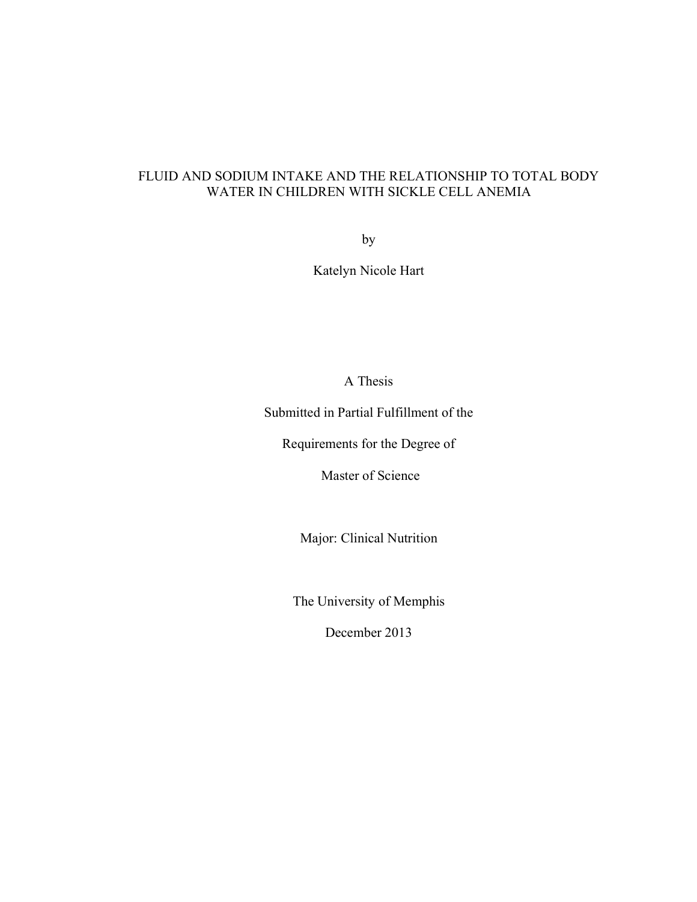# FLUID AND SODIUM INTAKE AND THE RELATIONSHIP TO TOTAL BODY WATER IN CHILDREN WITH SICKLE CELL ANEMIA

by

Katelyn Nicole Hart

A Thesis

Submitted in Partial Fulfillment of the

Requirements for the Degree of

Master of Science

Major: Clinical Nutrition

The University of Memphis

December 2013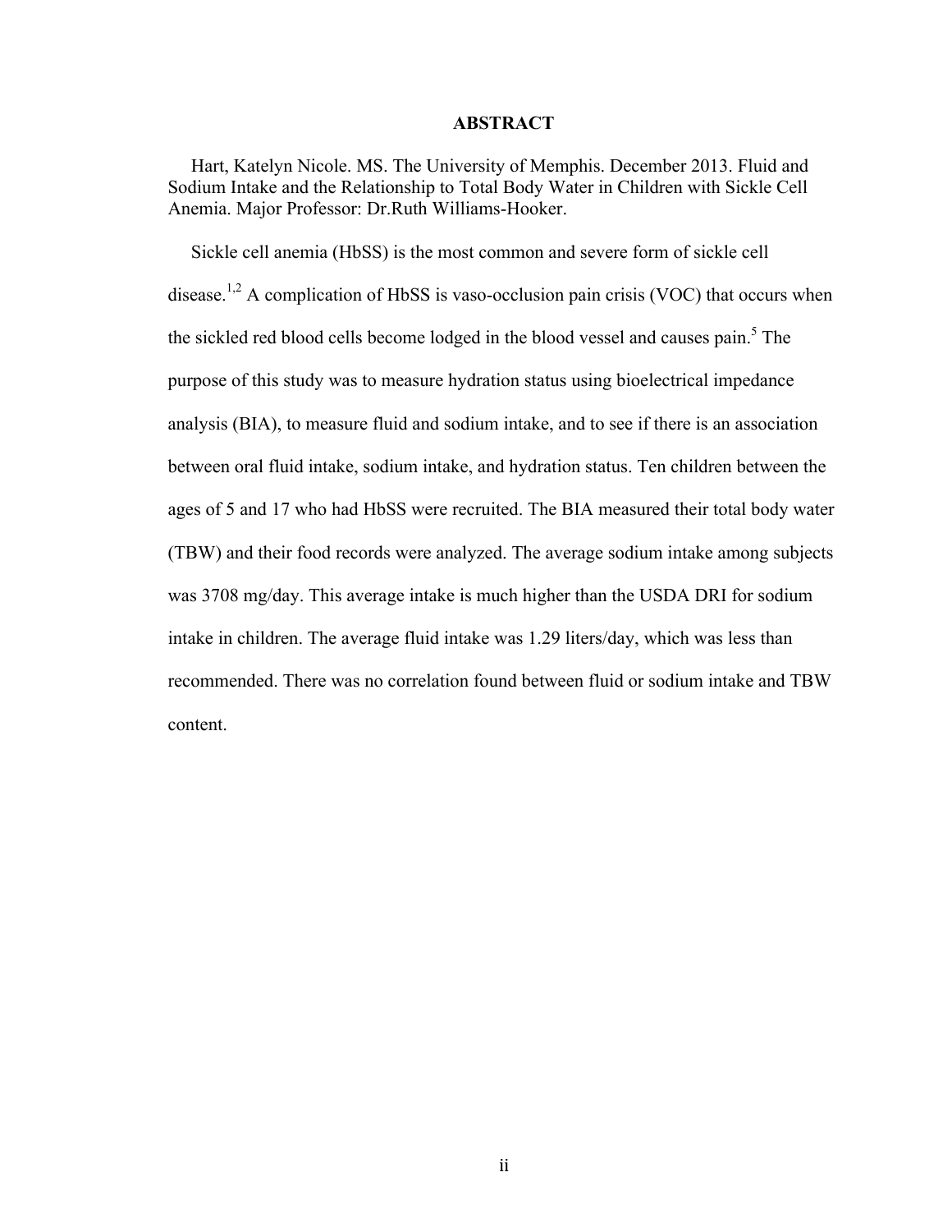# ABSTRACT

Hart, Katelyn Nicole. MS. The University of Memphis. December 2013. Fluid and Sodium Intake and the Relationship to Total Body Water in Children with Sickle Cell Anemia. Major Professor: Dr.Ruth Williams-Hooker.

Sickle cell anemia (HbSS) is the most common and severe form of sickle cell disease.[1,2] A complication of HbSS is vaso-occlusion pain crisis (VOC) that occurs when the sickled red blood cells become lodged in the blood vessel and causes pain.[5] The purpose of this study was to measure hydration status using bioelectrical impedance analysis (BIA), to measure fluid and sodium intake, and to see if there is an association between oral fluid intake, sodium intake, and hydration status. Ten children between the ages of 5 and 17 who had HbSS were recruited. The BIA measured their total body water (TBW) and their food records were analyzed. The average sodium intake among subjects was 3708 mg/day. This average intake is much higher than the USDA DRI for sodium intake in children. The average fluid intake was 1.29 liters/day, which was less than recommended. There was no correlation found between fluid or sodium intake and TBW content.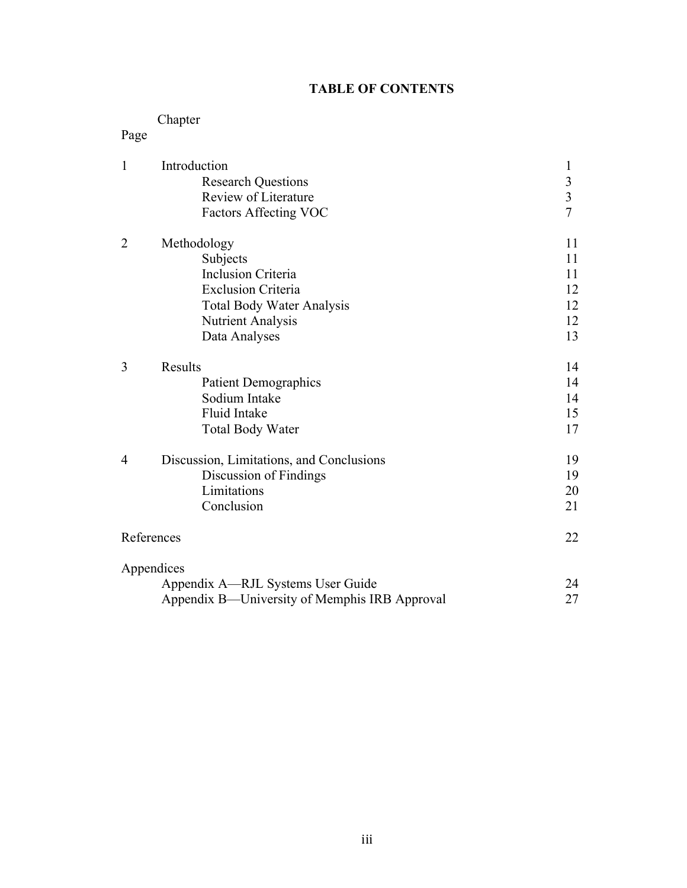# TABLE OF CONTENTS

| Chapter | | Page |
|---|---|---|
| 1 | Introduction | 1 |
| | Research Questions | 3 |
| | Review of Literature | 3 |
| | Factors Affecting VOC | 7 |
| 2 | Methodology | 11 |
| | Subjects | 11 |
| | Inclusion Criteria | 11 |
| | Exclusion Criteria | 12 |
| | Total Body Water Analysis | 12 |
| | Nutrient Analysis | 12 |
| | Data Analyses | 13 |
| 3 | Results | 14 |
| | Patient Demographics | 14 |
| | Sodium Intake | 14 |
| | Fluid Intake | 15 |
| | Total Body Water | 17 |
| 4 | Discussion, Limitations, and Conclusions | 19 |
| | Discussion of Findings | 19 |
| | Limitations | 20 |
| | Conclusion | 21 |
| References | | 22 |
| Appendices | | |
| | Appendix A—RJL Systems User Guide | 24 |
| | Appendix B—University of Memphis IRB Approval | 27 |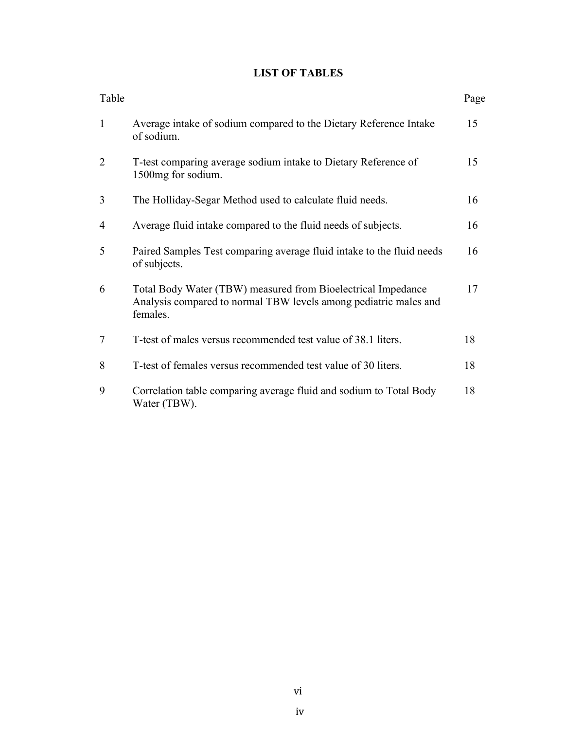# LIST OF TABLES

| Table | | Page |
|---|---|---|
| 1 | Average intake of sodium compared to the Dietary Reference Intake of sodium. | 15 |
| 2 | T-test comparing average sodium intake to Dietary Reference of 1500mg for sodium. | 15 |
| 3 | The Holliday-Segar Method used to calculate fluid needs. | 16 |
| 4 | Average fluid intake compared to the fluid needs of subjects. | 16 |
| 5 | Paired Samples Test comparing average fluid intake to the fluid needs of subjects. | 16 |
| 6 | Total Body Water (TBW) measured from Bioelectrical Impedance Analysis compared to normal TBW levels among pediatric males and females. | 17 |
| 7 | T-test of males versus recommended test value of 38.1 liters. | 18 |
| 8 | T-test of females versus recommended test value of 30 liters. | 18 |
| 9 | Correlation table comparing average fluid and sodium to Total Body Water (TBW). | 18 |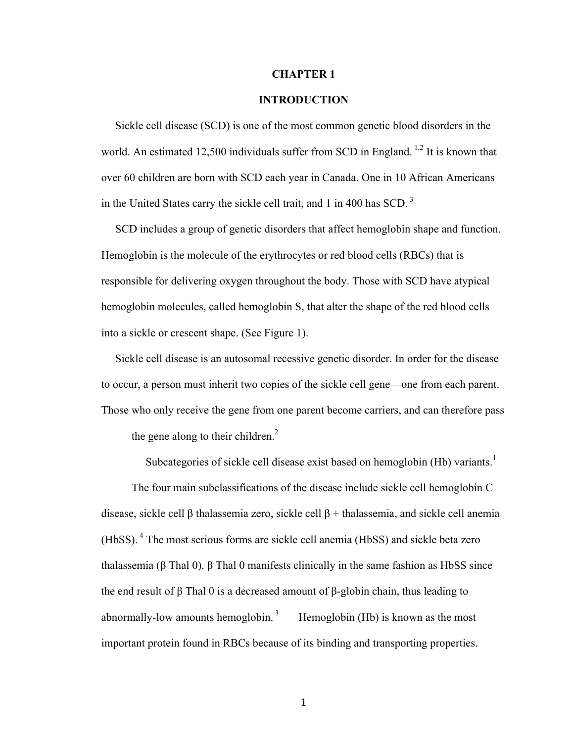# CHAPTER 1

## INTRODUCTION

Sickle cell disease (SCD) is one of the most common genetic blood disorders in the world. An estimated 12,500 individuals suffer from SCD in England. [1,2] It is known that over 60 children are born with SCD each year in Canada. One in 10 African Americans in the United States carry the sickle cell trait, and 1 in 400 has SCD. [3]

SCD includes a group of genetic disorders that affect hemoglobin shape and function. Hemoglobin is the molecule of the erythrocytes or red blood cells (RBCs) that is responsible for delivering oxygen throughout the body. Those with SCD have atypical hemoglobin molecules, called hemoglobin S, that alter the shape of the red blood cells into a sickle or crescent shape. (See Figure 1).

Sickle cell disease is an autosomal recessive genetic disorder. In order for the disease to occur, a person must inherit two copies of the sickle cell gene—one from each parent. Those who only receive the gene from one parent become carriers, and can therefore pass the gene along to their children.[2]

Subcategories of sickle cell disease exist based on hemoglobin (Hb) variants.[1]

The four main subclassifications of the disease include sickle cell hemoglobin C disease, sickle cell β thalassemia zero, sickle cell β + thalassemia, and sickle cell anemia (HbSS). [4] The most serious forms are sickle cell anemia (HbSS) and sickle beta zero thalassemia (β Thal 0). β Thal 0 manifests clinically in the same fashion as HbSS since the end result of β Thal 0 is a decreased amount of β-globin chain, thus leading to abnormally-low amounts hemoglobin. [3] Hemoglobin (Hb) is known as the most important protein found in RBCs because of its binding and transporting properties.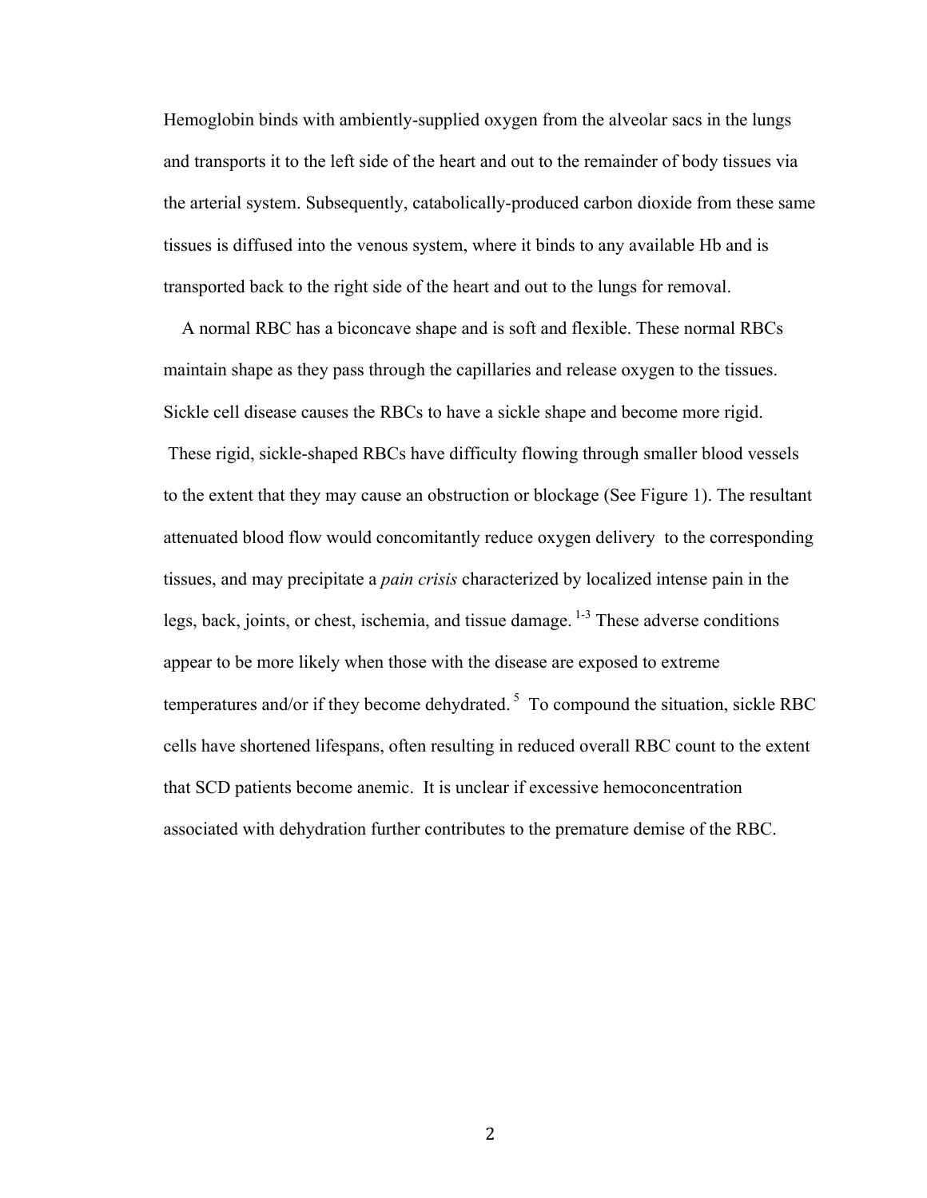Hemoglobin binds with ambiently-supplied oxygen from the alveolar sacs in the lungs and transports it to the left side of the heart and out to the remainder of body tissues via the arterial system. Subsequently, catabolically-produced carbon dioxide from these same tissues is diffused into the venous system, where it binds to any available Hb and is transported back to the right side of the heart and out to the lungs for removal.

A normal RBC has a biconcave shape and is soft and flexible. These normal RBCs maintain shape as they pass through the capillaries and release oxygen to the tissues. Sickle cell disease causes the RBCs to have a sickle shape and become more rigid. These rigid, sickle-shaped RBCs have difficulty flowing through smaller blood vessels to the extent that they may cause an obstruction or blockage (See Figure 1). The resultant attenuated blood flow would concomitantly reduce oxygen delivery to the corresponding tissues, and may precipitate a *pain crisis* characterized by localized intense pain in the legs, back, joints, or chest, ischemia, and tissue damage. [1-3] These adverse conditions appear to be more likely when those with the disease are exposed to extreme temperatures and/or if they become dehydrated. [5] To compound the situation, sickle RBC cells have shortened lifespans, often resulting in reduced overall RBC count to the extent that SCD patients become anemic. It is unclear if excessive hemoconcentration associated with dehydration further contributes to the premature demise of the RBC.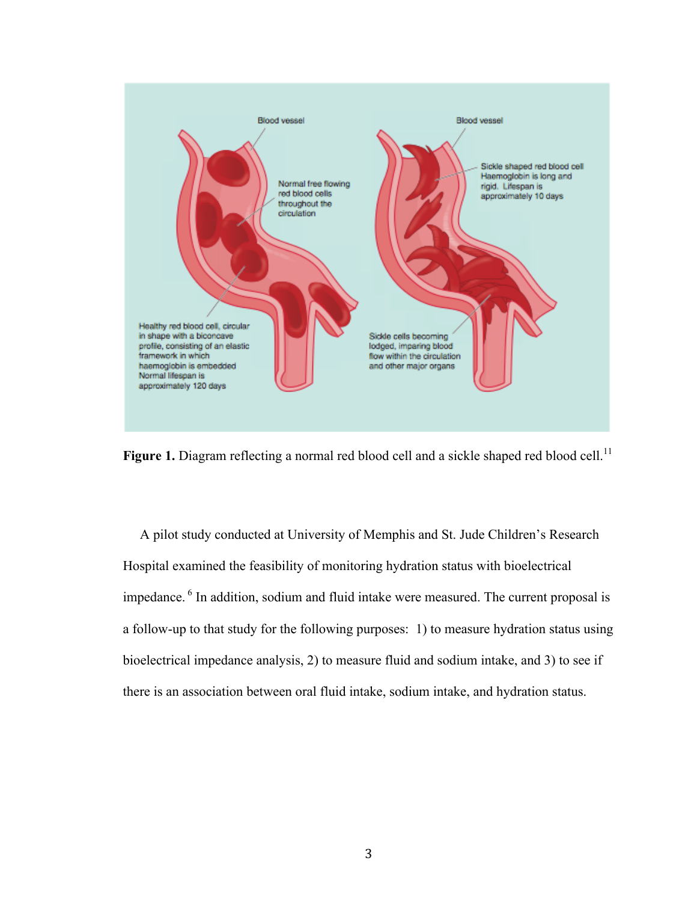**Figure 1.** Diagram reflecting a normal red blood cell and a sickle shaped red blood cell.[11]

A pilot study conducted at University of Memphis and St. Jude Children's Research Hospital examined the feasibility of monitoring hydration status with bioelectrical impedance.[6] In addition, sodium and fluid intake were measured. The current proposal is a follow-up to that study for the following purposes: 1) to measure hydration status using bioelectrical impedance analysis, 2) to measure fluid and sodium intake, and 3) to see if there is an association between oral fluid intake, sodium intake, and hydration status.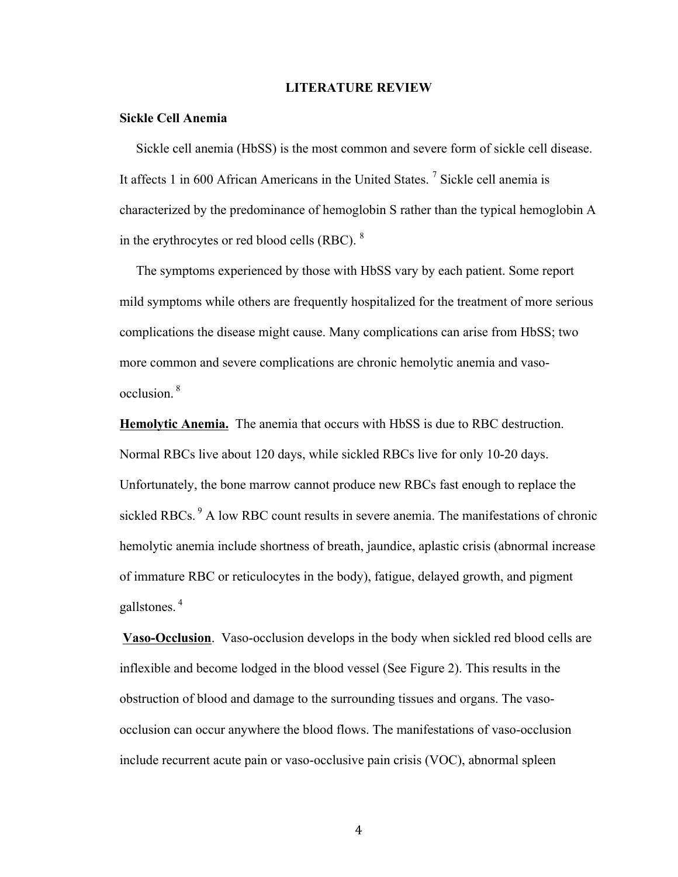## LITERATURE REVIEW

### Sickle Cell Anemia

Sickle cell anemia (HbSS) is the most common and severe form of sickle cell disease. It affects 1 in 600 African Americans in the United States. [7] Sickle cell anemia is characterized by the predominance of hemoglobin S rather than the typical hemoglobin A in the erythrocytes or red blood cells (RBC). [8]

The symptoms experienced by those with HbSS vary by each patient. Some report mild symptoms while others are frequently hospitalized for the treatment of more serious complications the disease might cause. Many complications can arise from HbSS; two more common and severe complications are chronic hemolytic anemia and vaso-occlusion. [8]

**Hemolytic Anemia.** The anemia that occurs with HbSS is due to RBC destruction. Normal RBCs live about 120 days, while sickled RBCs live for only 10-20 days. Unfortunately, the bone marrow cannot produce new RBCs fast enough to replace the sickled RBCs. [9] A low RBC count results in severe anemia. The manifestations of chronic hemolytic anemia include shortness of breath, jaundice, aplastic crisis (abnormal increase of immature RBC or reticulocytes in the body), fatigue, delayed growth, and pigment gallstones. [4]

**Vaso-Occlusion**. Vaso-occlusion develops in the body when sickled red blood cells are inflexible and become lodged in the blood vessel (See Figure 2). This results in the obstruction of blood and damage to the surrounding tissues and organs. The vaso-occlusion can occur anywhere the blood flows. The manifestations of vaso-occlusion include recurrent acute pain or vaso-occlusive pain crisis (VOC), abnormal spleen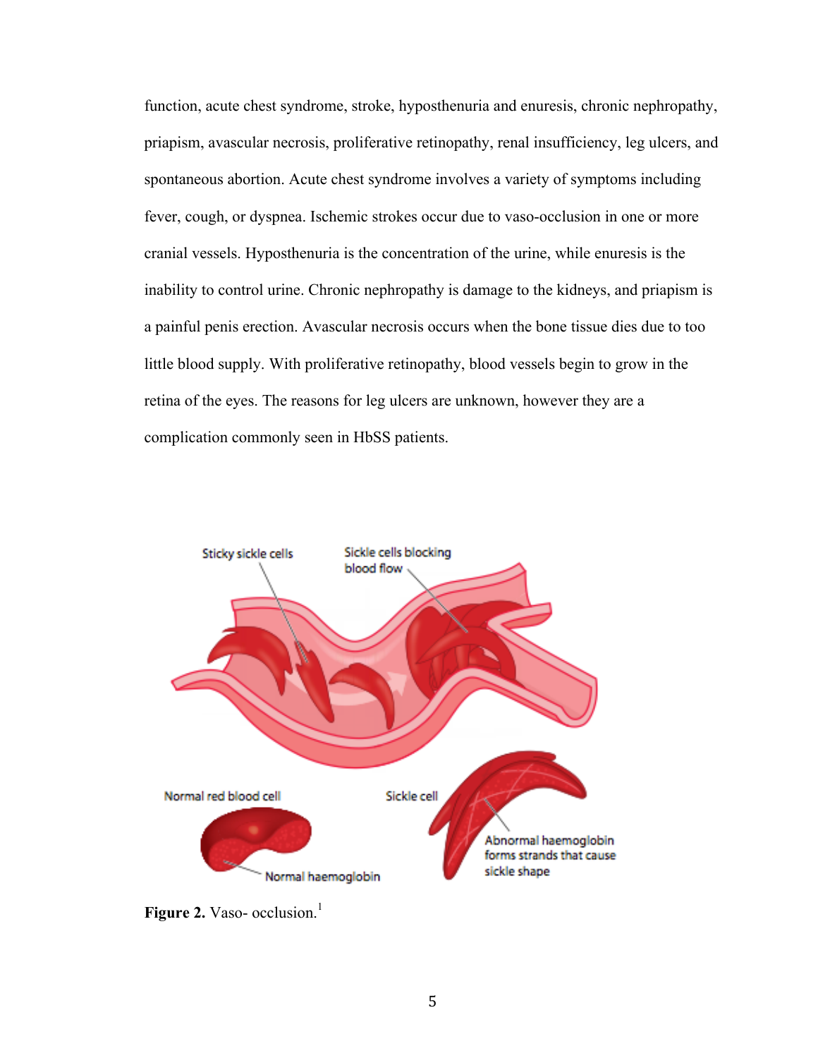function, acute chest syndrome, stroke, hyposthenuria and enuresis, chronic nephropathy, priapism, avascular necrosis, proliferative retinopathy, renal insufficiency, leg ulcers, and spontaneous abortion. Acute chest syndrome involves a variety of symptoms including fever, cough, or dyspnea. Ischemic strokes occur due to vaso-occlusion in one or more cranial vessels. Hyposthenuria is the concentration of the urine, while enuresis is the inability to control urine. Chronic nephropathy is damage to the kidneys, and priapism is a painful penis erection. Avascular necrosis occurs when the bone tissue dies due to too little blood supply. With proliferative retinopathy, blood vessels begin to grow in the retina of the eyes. The reasons for leg ulcers are unknown, however they are a complication commonly seen in HbSS patients.

**Figure 2.** Vaso- occlusion.[1]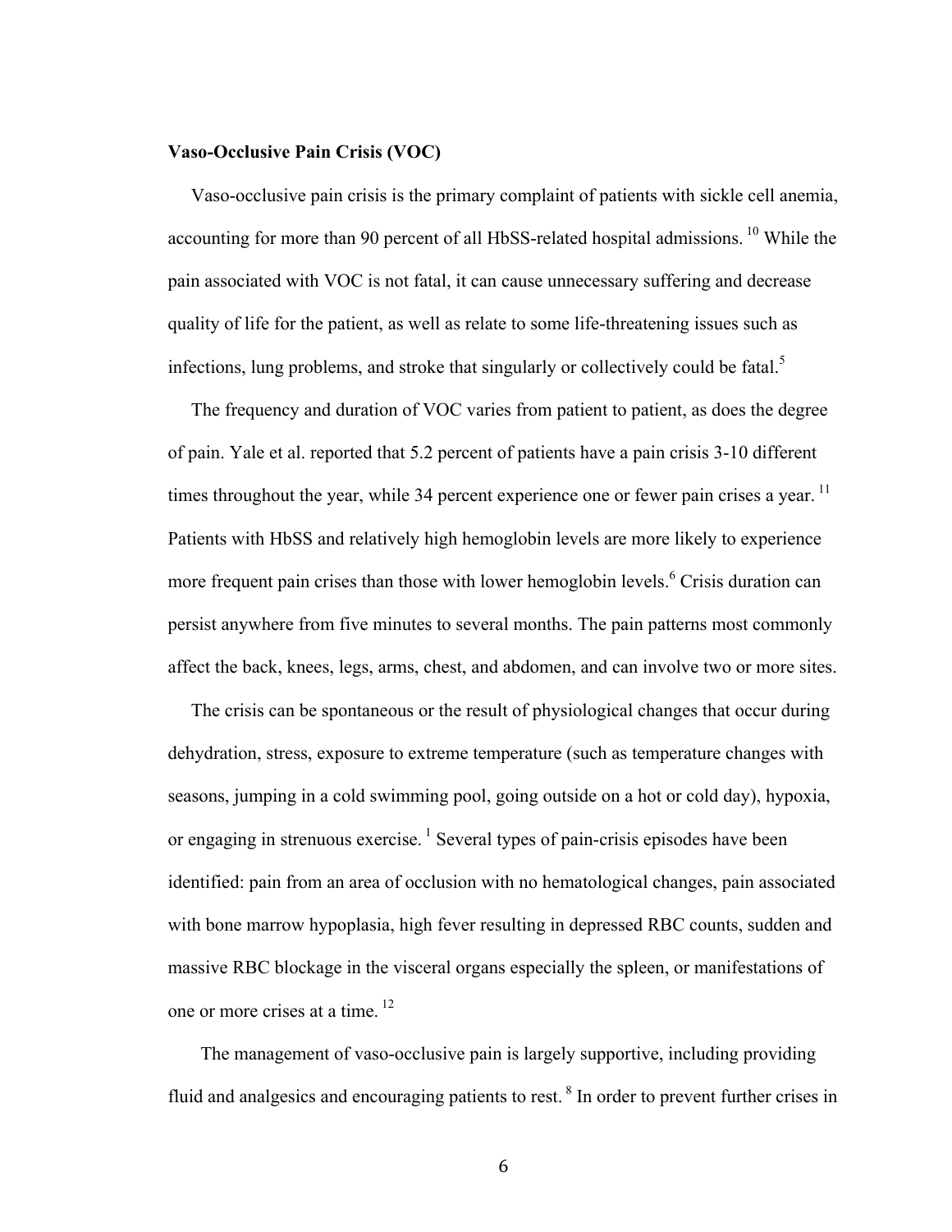**Vaso-Occlusive Pain Crisis (VOC)**

Vaso-occlusive pain crisis is the primary complaint of patients with sickle cell anemia, accounting for more than 90 percent of all HbSS-related hospital admissions. [10] While the pain associated with VOC is not fatal, it can cause unnecessary suffering and decrease quality of life for the patient, as well as relate to some life-threatening issues such as infections, lung problems, and stroke that singularly or collectively could be fatal.[5]

The frequency and duration of VOC varies from patient to patient, as does the degree of pain. Yale et al. reported that 5.2 percent of patients have a pain crisis 3-10 different times throughout the year, while 34 percent experience one or fewer pain crises a year. [11] Patients with HbSS and relatively high hemoglobin levels are more likely to experience more frequent pain crises than those with lower hemoglobin levels.[6] Crisis duration can persist anywhere from five minutes to several months. The pain patterns most commonly affect the back, knees, legs, arms, chest, and abdomen, and can involve two or more sites.

The crisis can be spontaneous or the result of physiological changes that occur during dehydration, stress, exposure to extreme temperature (such as temperature changes with seasons, jumping in a cold swimming pool, going outside on a hot or cold day), hypoxia, or engaging in strenuous exercise. [1] Several types of pain-crisis episodes have been identified: pain from an area of occlusion with no hematological changes, pain associated with bone marrow hypoplasia, high fever resulting in depressed RBC counts, sudden and massive RBC blockage in the visceral organs especially the spleen, or manifestations of one or more crises at a time. [12]

The management of vaso-occlusive pain is largely supportive, including providing fluid and analgesics and encouraging patients to rest. [8] In order to prevent further crises in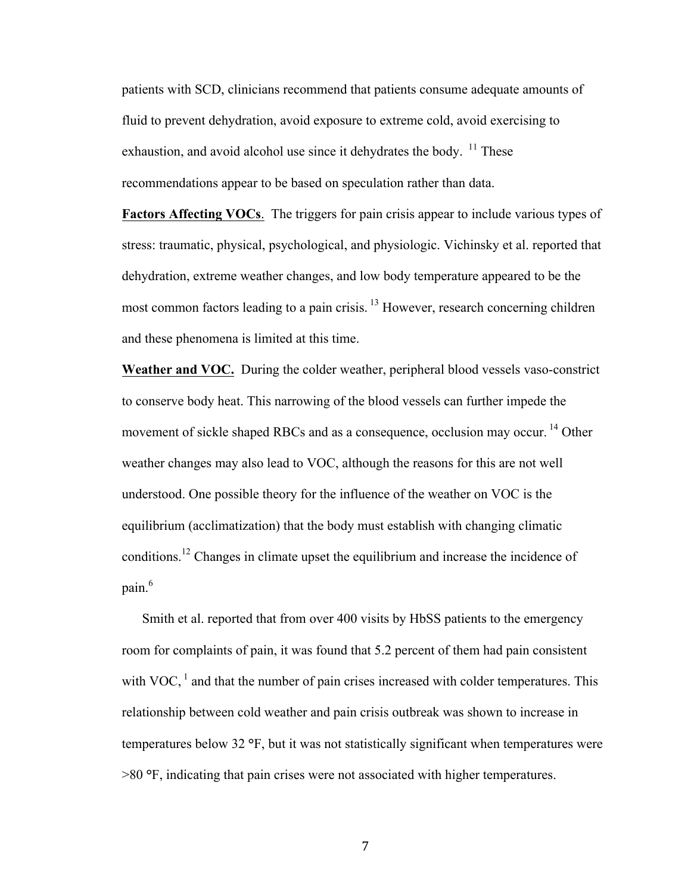patients with SCD, clinicians recommend that patients consume adequate amounts of fluid to prevent dehydration, avoid exposure to extreme cold, avoid exercising to exhaustion, and avoid alcohol use since it dehydrates the body. [11] These recommendations appear to be based on speculation rather than data.

**Factors Affecting VOCs**. The triggers for pain crisis appear to include various types of stress: traumatic, physical, psychological, and physiologic. Vichinsky et al. reported that dehydration, extreme weather changes, and low body temperature appeared to be the most common factors leading to a pain crisis. [13] However, research concerning children and these phenomena is limited at this time.

**Weather and VOC.** During the colder weather, peripheral blood vessels vaso-constrict to conserve body heat. This narrowing of the blood vessels can further impede the movement of sickle shaped RBCs and as a consequence, occlusion may occur. [14] Other weather changes may also lead to VOC, although the reasons for this are not well understood. One possible theory for the influence of the weather on VOC is the equilibrium (acclimatization) that the body must establish with changing climatic conditions.[12] Changes in climate upset the equilibrium and increase the incidence of pain.[6]

Smith et al. reported that from over 400 visits by HbSS patients to the emergency room for complaints of pain, it was found that 5.2 percent of them had pain consistent with VOC, [1] and that the number of pain crises increased with colder temperatures. This relationship between cold weather and pain crisis outbreak was shown to increase in temperatures below 32 °F, but it was not statistically significant when temperatures were >80 °F, indicating that pain crises were not associated with higher temperatures.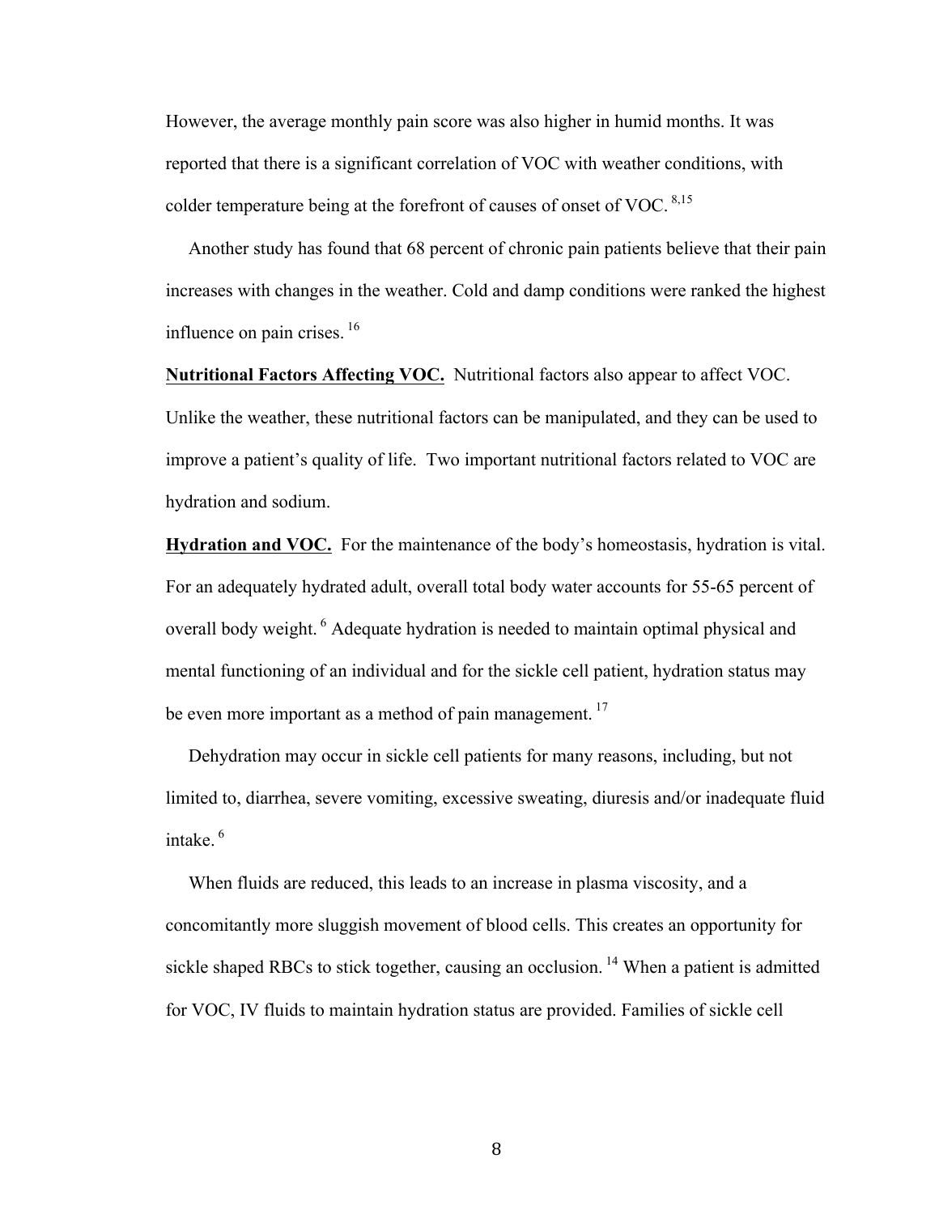However, the average monthly pain score was also higher in humid months. It was reported that there is a significant correlation of VOC with weather conditions, with colder temperature being at the forefront of causes of onset of VOC. [8,15]

Another study has found that 68 percent of chronic pain patients believe that their pain increases with changes in the weather. Cold and damp conditions were ranked the highest influence on pain crises. [16]

**Nutritional Factors Affecting VOC.** Nutritional factors also appear to affect VOC. Unlike the weather, these nutritional factors can be manipulated, and they can be used to improve a patient's quality of life. Two important nutritional factors related to VOC are hydration and sodium.

**Hydration and VOC.** For the maintenance of the body's homeostasis, hydration is vital. For an adequately hydrated adult, overall total body water accounts for 55-65 percent of overall body weight. [6] Adequate hydration is needed to maintain optimal physical and mental functioning of an individual and for the sickle cell patient, hydration status may be even more important as a method of pain management. [17]

Dehydration may occur in sickle cell patients for many reasons, including, but not limited to, diarrhea, severe vomiting, excessive sweating, diuresis and/or inadequate fluid intake. [6]

When fluids are reduced, this leads to an increase in plasma viscosity, and a concomitantly more sluggish movement of blood cells. This creates an opportunity for sickle shaped RBCs to stick together, causing an occlusion. [14] When a patient is admitted for VOC, IV fluids to maintain hydration status are provided. Families of sickle cell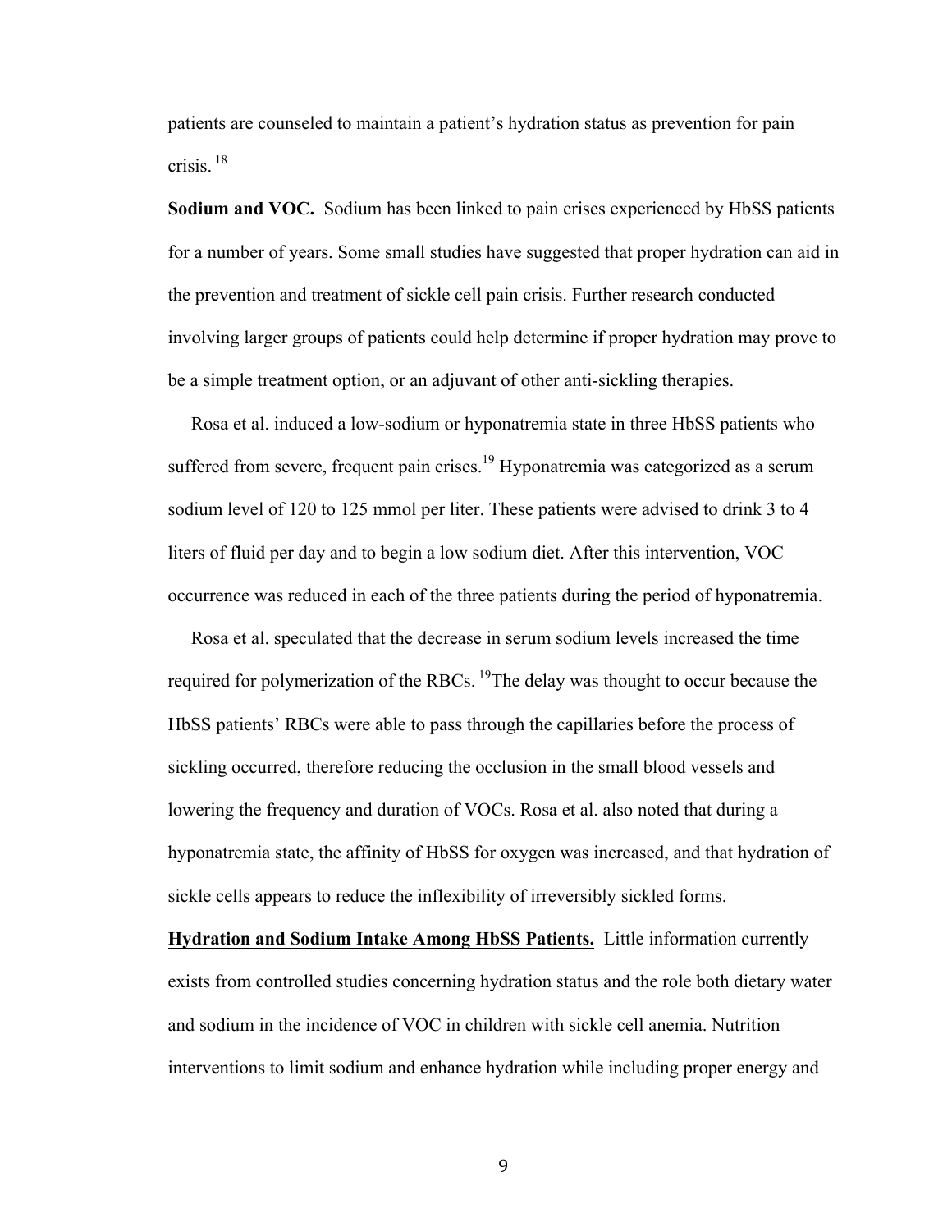patients are counseled to maintain a patient's hydration status as prevention for pain crisis. [18]

**<u>Sodium and VOC.</u>** Sodium has been linked to pain crises experienced by HbSS patients for a number of years. Some small studies have suggested that proper hydration can aid in the prevention and treatment of sickle cell pain crisis. Further research conducted involving larger groups of patients could help determine if proper hydration may prove to be a simple treatment option, or an adjuvant of other anti-sickling therapies.

Rosa et al. induced a low-sodium or hyponatremia state in three HbSS patients who suffered from severe, frequent pain crises.[19] Hyponatremia was categorized as a serum sodium level of 120 to 125 mmol per liter. These patients were advised to drink 3 to 4 liters of fluid per day and to begin a low sodium diet. After this intervention, VOC occurrence was reduced in each of the three patients during the period of hyponatremia.

Rosa et al. speculated that the decrease in serum sodium levels increased the time required for polymerization of the RBCs. [19]The delay was thought to occur because the HbSS patients' RBCs were able to pass through the capillaries before the process of sickling occurred, therefore reducing the occlusion in the small blood vessels and lowering the frequency and duration of VOCs. Rosa et al. also noted that during a hyponatremia state, the affinity of HbSS for oxygen was increased, and that hydration of sickle cells appears to reduce the inflexibility of irreversibly sickled forms.

**<u>Hydration and Sodium Intake Among HbSS Patients.</u>** Little information currently exists from controlled studies concerning hydration status and the role both dietary water and sodium in the incidence of VOC in children with sickle cell anemia. Nutrition interventions to limit sodium and enhance hydration while including proper energy and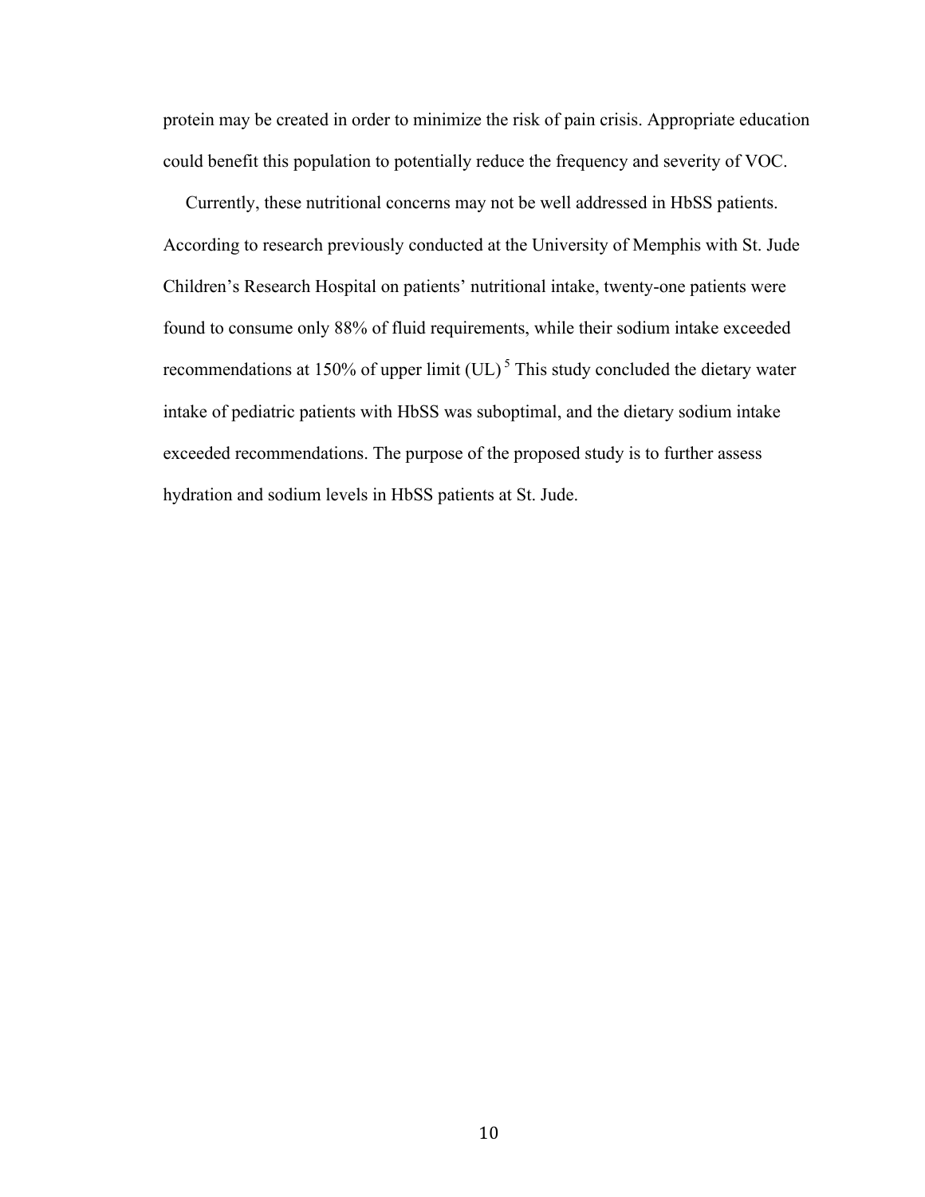protein may be created in order to minimize the risk of pain crisis. Appropriate education could benefit this population to potentially reduce the frequency and severity of VOC.

Currently, these nutritional concerns may not be well addressed in HbSS patients. According to research previously conducted at the University of Memphis with St. Jude Children's Research Hospital on patients' nutritional intake, twenty-one patients were found to consume only 88% of fluid requirements, while their sodium intake exceeded recommendations at 150% of upper limit (UL) [5] This study concluded the dietary water intake of pediatric patients with HbSS was suboptimal, and the dietary sodium intake exceeded recommendations. The purpose of the proposed study is to further assess hydration and sodium levels in HbSS patients at St. Jude.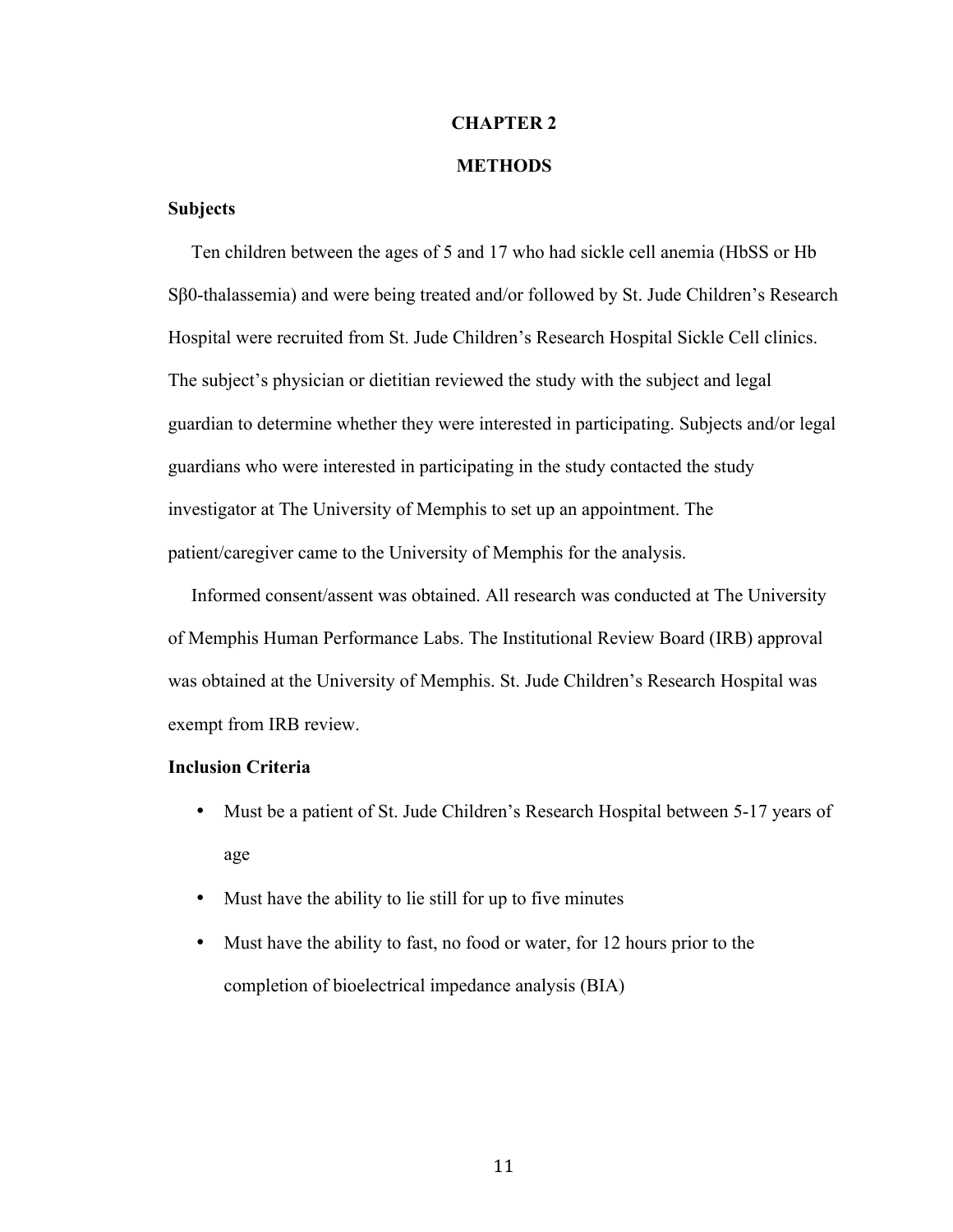# CHAPTER 2

# METHODS

## Subjects

Ten children between the ages of 5 and 17 who had sickle cell anemia (HbSS or Hb Sβ0-thalassemia) and were being treated and/or followed by St. Jude Children's Research Hospital were recruited from St. Jude Children's Research Hospital Sickle Cell clinics. The subject's physician or dietitian reviewed the study with the subject and legal guardian to determine whether they were interested in participating. Subjects and/or legal guardians who were interested in participating in the study contacted the study investigator at The University of Memphis to set up an appointment. The patient/caregiver came to the University of Memphis for the analysis.

Informed consent/assent was obtained. All research was conducted at The University of Memphis Human Performance Labs. The Institutional Review Board (IRB) approval was obtained at the University of Memphis. St. Jude Children's Research Hospital was exempt from IRB review.

## Inclusion Criteria

- Must be a patient of St. Jude Children's Research Hospital between 5-17 years of age
- Must have the ability to lie still for up to five minutes
- Must have the ability to fast, no food or water, for 12 hours prior to the completion of bioelectrical impedance analysis (BIA)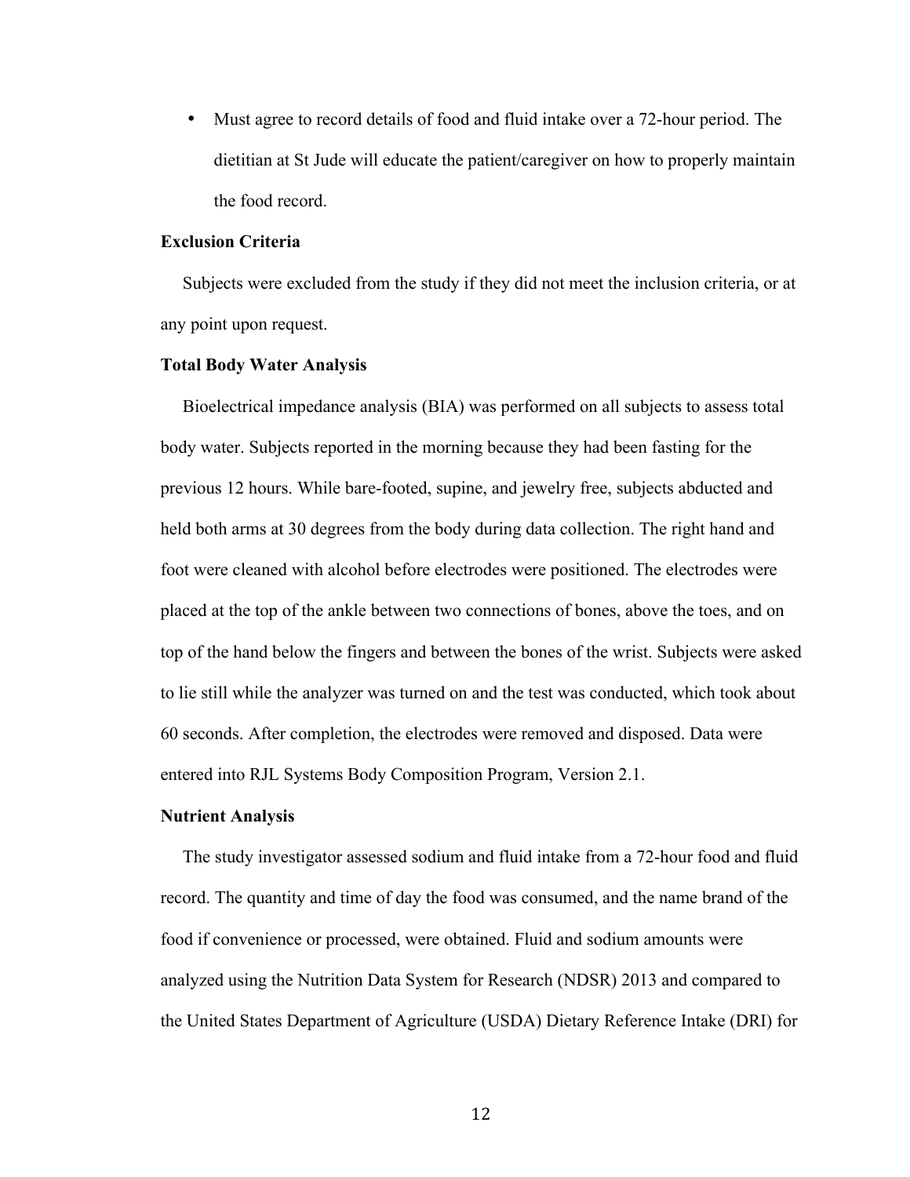- Must agree to record details of food and fluid intake over a 72-hour period. The dietitian at St Jude will educate the patient/caregiver on how to properly maintain the food record.

**Exclusion Criteria**

Subjects were excluded from the study if they did not meet the inclusion criteria, or at any point upon request.

**Total Body Water Analysis**

Bioelectrical impedance analysis (BIA) was performed on all subjects to assess total body water. Subjects reported in the morning because they had been fasting for the previous 12 hours. While bare-footed, supine, and jewelry free, subjects abducted and held both arms at 30 degrees from the body during data collection. The right hand and foot were cleaned with alcohol before electrodes were positioned. The electrodes were placed at the top of the ankle between two connections of bones, above the toes, and on top of the hand below the fingers and between the bones of the wrist. Subjects were asked to lie still while the analyzer was turned on and the test was conducted, which took about 60 seconds. After completion, the electrodes were removed and disposed. Data were entered into RJL Systems Body Composition Program, Version 2.1.

**Nutrient Analysis**

The study investigator assessed sodium and fluid intake from a 72-hour food and fluid record. The quantity and time of day the food was consumed, and the name brand of the food if convenience or processed, were obtained. Fluid and sodium amounts were analyzed using the Nutrition Data System for Research (NDSR) 2013 and compared to the United States Department of Agriculture (USDA) Dietary Reference Intake (DRI) for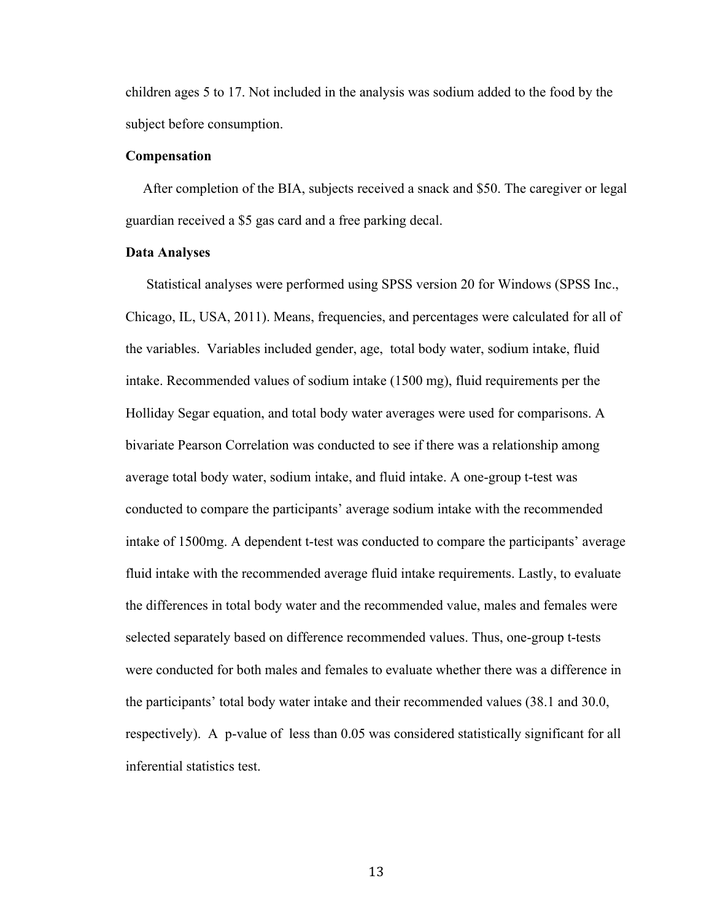children ages 5 to 17. Not included in the analysis was sodium added to the food by the subject before consumption.

**Compensation**

After completion of the BIA, subjects received a snack and $50. The caregiver or legal guardian received a $5 gas card and a free parking decal.

**Data Analyses**

Statistical analyses were performed using SPSS version 20 for Windows (SPSS Inc., Chicago, IL, USA, 2011). Means, frequencies, and percentages were calculated for all of the variables. Variables included gender, age, total body water, sodium intake, fluid intake. Recommended values of sodium intake (1500 mg), fluid requirements per the Holliday Segar equation, and total body water averages were used for comparisons. A bivariate Pearson Correlation was conducted to see if there was a relationship among average total body water, sodium intake, and fluid intake. A one-group t-test was conducted to compare the participants' average sodium intake with the recommended intake of 1500mg. A dependent t-test was conducted to compare the participants' average fluid intake with the recommended average fluid intake requirements. Lastly, to evaluate the differences in total body water and the recommended value, males and females were selected separately based on difference recommended values. Thus, one-group t-tests were conducted for both males and females to evaluate whether there was a difference in the participants' total body water intake and their recommended values (38.1 and 30.0, respectively). A p-value of less than 0.05 was considered statistically significant for all inferential statistics test.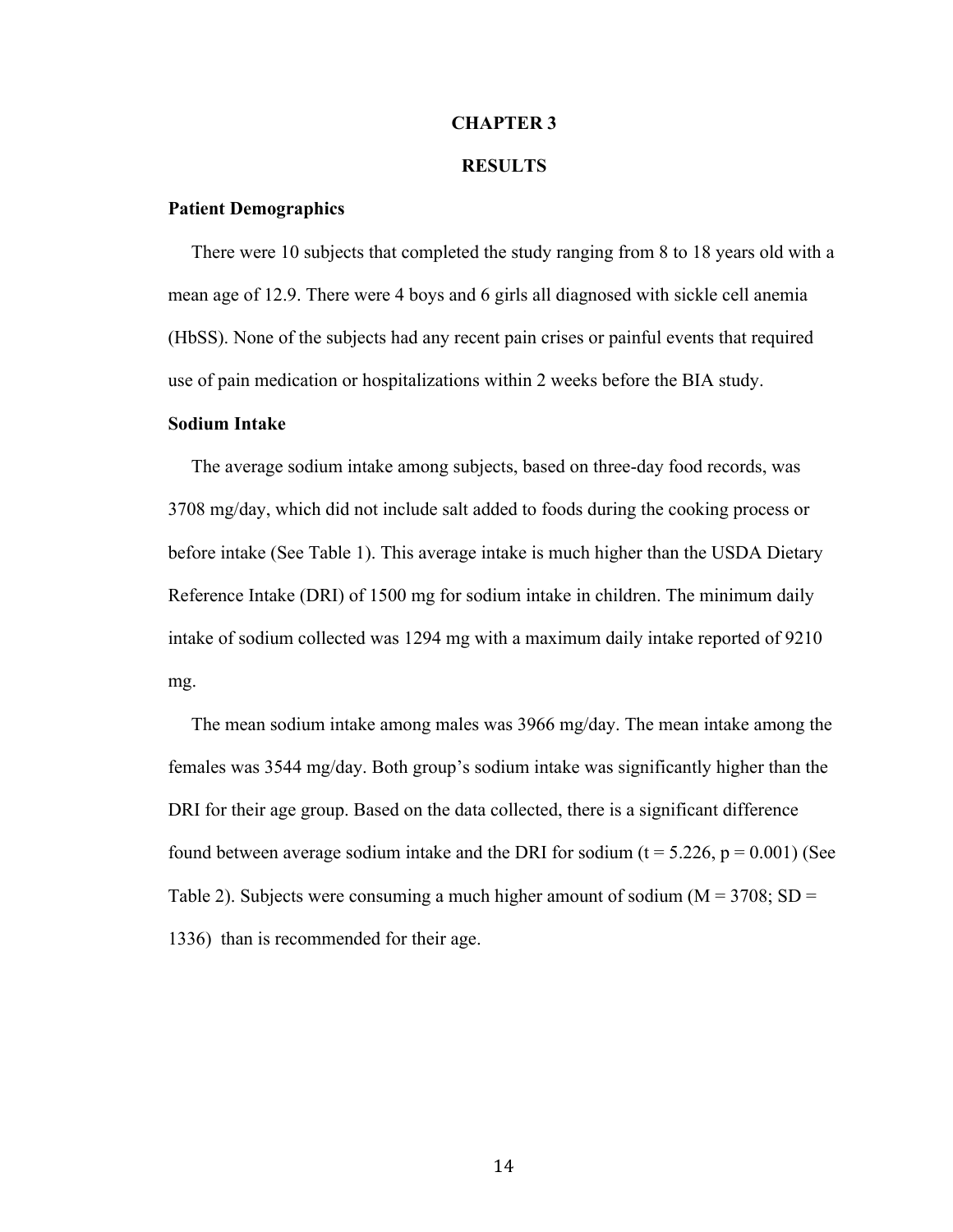# CHAPTER 3

# RESULTS

### Patient Demographics

There were 10 subjects that completed the study ranging from 8 to 18 years old with a mean age of 12.9. There were 4 boys and 6 girls all diagnosed with sickle cell anemia (HbSS). None of the subjects had any recent pain crises or painful events that required use of pain medication or hospitalizations within 2 weeks before the BIA study.

### Sodium Intake

The average sodium intake among subjects, based on three-day food records, was 3708 mg/day, which did not include salt added to foods during the cooking process or before intake (See Table 1). This average intake is much higher than the USDA Dietary Reference Intake (DRI) of 1500 mg for sodium intake in children. The minimum daily intake of sodium collected was 1294 mg with a maximum daily intake reported of 9210 mg.

The mean sodium intake among males was 3966 mg/day. The mean intake among the females was 3544 mg/day. Both group's sodium intake was significantly higher than the DRI for their age group. Based on the data collected, there is a significant difference found between average sodium intake and the DRI for sodium ($t = 5.226$, $p = 0.001$) (See Table 2). Subjects were consuming a much higher amount of sodium ($M = 3708$; $SD = 1336$) than is recommended for their age.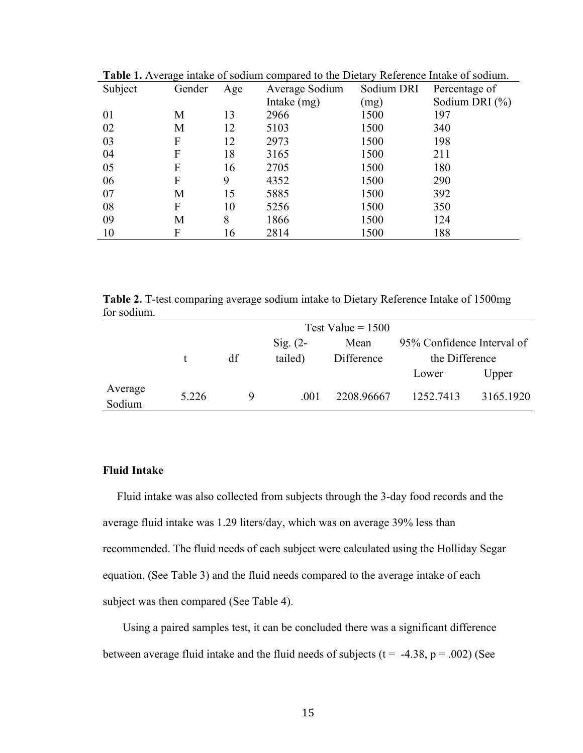**Table 1.** Average intake of sodium compared to the Dietary Reference Intake of sodium.

| Subject | Gender | Age | Average Sodium Intake (mg) | Sodium DRI (mg) | Percentage of Sodium DRI (%) |
|---|---|---|---|---|---|
| 01 | M | 13 | 2966 | 1500 | 197 |
| 02 | M | 12 | 5103 | 1500 | 340 |
| 03 | F | 12 | 2973 | 1500 | 198 |
| 04 | F | 18 | 3165 | 1500 | 211 |
| 05 | F | 16 | 2705 | 1500 | 180 |
| 06 | F | 9 | 4352 | 1500 | 290 |
| 07 | M | 15 | 5885 | 1500 | 392 |
| 08 | F | 10 | 5256 | 1500 | 350 |
| 09 | M | 8 | 1866 | 1500 | 124 |
| 10 | F | 16 | 2814 | 1500 | 188 |

**Table 2.** T-test comparing average sodium intake to Dietary Reference Intake of 1500mg for sodium.

| | Test Value = 1500 | | | | | |
|---|---|---|---|---|---|---|
| | t | df | Sig. (2-tailed) | Mean Difference | 95% Confidence Interval of the Difference | |
| | | | | | Lower | Upper |
| Average Sodium | 5.226 | 9 | .001 | 2208.96667 | 1252.7413 | 3165.1920 |

**Fluid Intake**

Fluid intake was also collected from subjects through the 3-day food records and the average fluid intake was 1.29 liters/day, which was on average 39% less than recommended. The fluid needs of each subject were calculated using the Holliday Segar equation, (See Table 3) and the fluid needs compared to the average intake of each subject was then compared (See Table 4).

Using a paired samples test, it can be concluded there was a significant difference between average fluid intake and the fluid needs of subjects ($t = -4.38$, $p = .002$) (See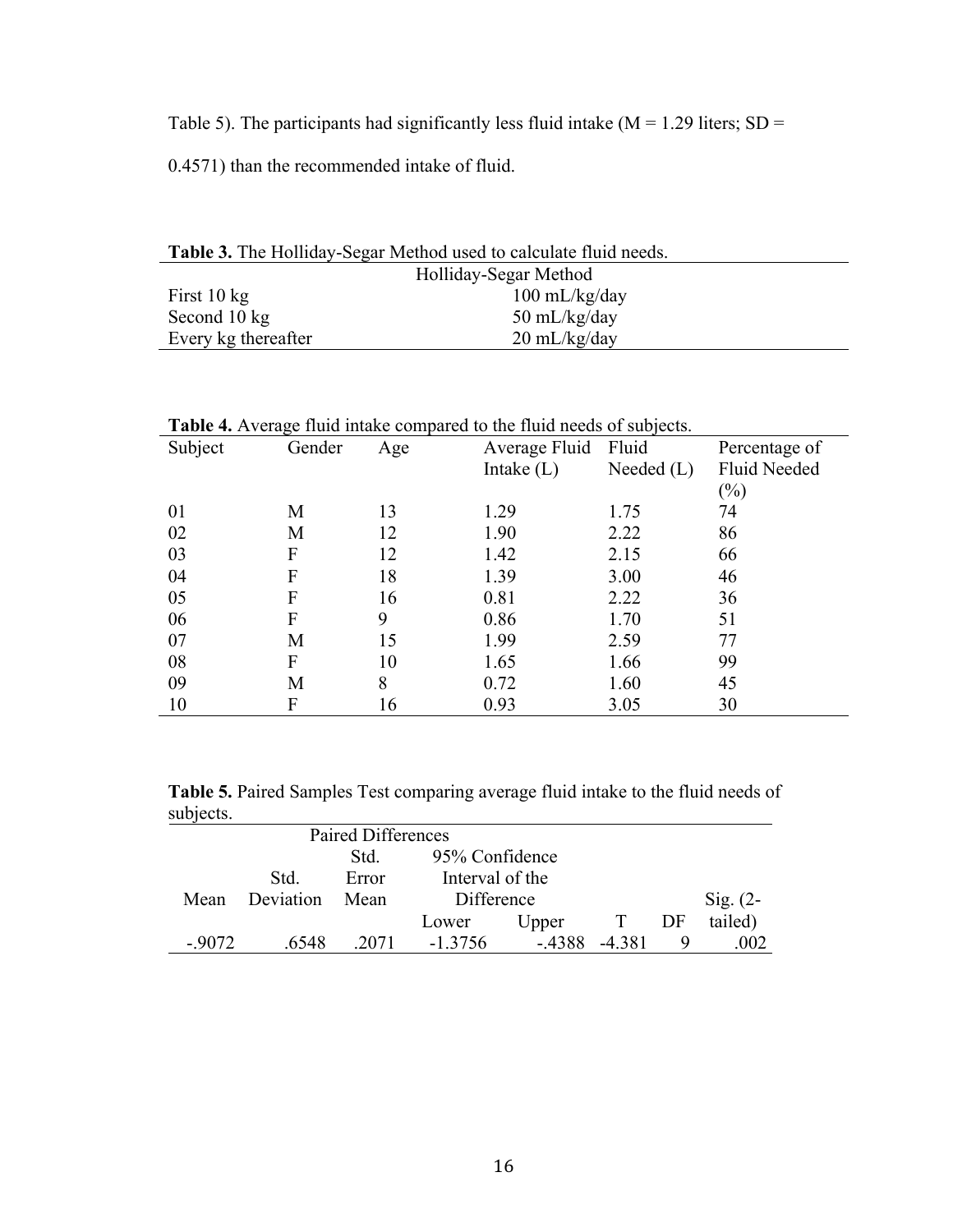Table 5). The participants had significantly less fluid intake (M = 1.29 liters; SD = 0.4571) than the recommended intake of fluid.

**Table 3.** The Holliday-Segar Method used to calculate fluid needs.

| Holliday-Segar Method | |
|---|---|
| First 10 kg | 100 mL/kg/day |
| Second 10 kg | 50 mL/kg/day |
| Every kg thereafter | 20 mL/kg/day |

**Table 4.** Average fluid intake compared to the fluid needs of subjects.

| Subject | Gender | Age | Average Fluid Intake (L) | Fluid Needed (L) | Percentage of Fluid Needed (%) |
|---|---|---|---|---|---|
| 01 | M | 13 | 1.29 | 1.75 | 74 |
| 02 | M | 12 | 1.90 | 2.22 | 86 |
| 03 | F | 12 | 1.42 | 2.15 | 66 |
| 04 | F | 18 | 1.39 | 3.00 | 46 |
| 05 | F | 16 | 0.81 | 2.22 | 36 |
| 06 | F | 9 | 0.86 | 1.70 | 51 |
| 07 | M | 15 | 1.99 | 2.59 | 77 |
| 08 | F | 10 | 1.65 | 1.66 | 99 |
| 09 | M | 8 | 0.72 | 1.60 | 45 |
| 10 | F | 16 | 0.93 | 3.05 | 30 |

**Table 5.** Paired Samples Test comparing average fluid intake to the fluid needs of subjects.

| Paired Differences | | | | | | | |
|---|---|---|---|---|---|---|---|
| Mean | Std. Deviation | Std. Error Mean | 95% Confidence Interval of the Difference | | | | |
| | | | Lower | Upper | T | DF | Sig. (2-tailed) |
| -.9072 | .6548 | .2071 | -1.3756 | -.4388 | -4.381 | 9 | .002 |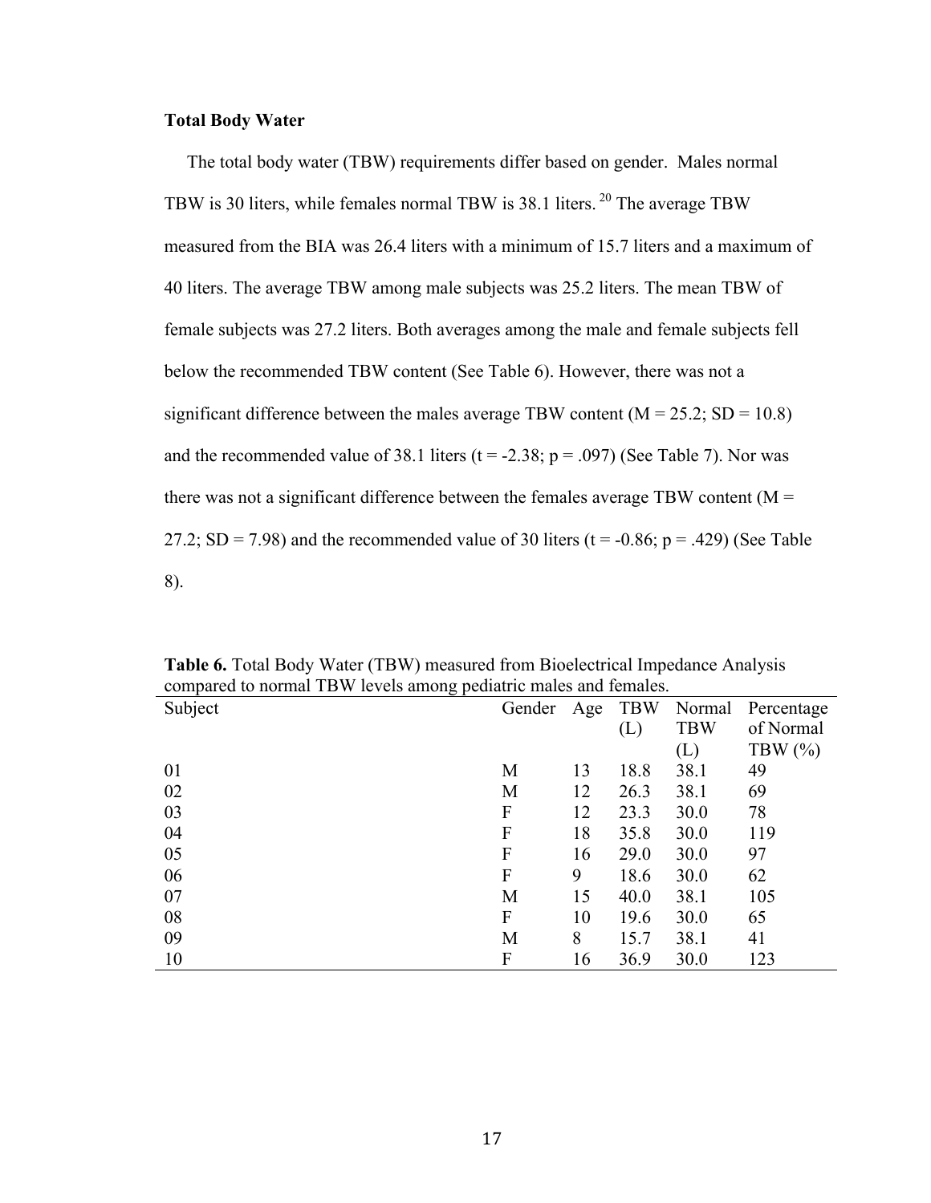**Total Body Water**

The total body water (TBW) requirements differ based on gender. Males normal TBW is 30 liters, while females normal TBW is 38.1 liters.[20] The average TBW measured from the BIA was 26.4 liters with a minimum of 15.7 liters and a maximum of 40 liters. The average TBW among male subjects was 25.2 liters. The mean TBW of female subjects was 27.2 liters. Both averages among the male and female subjects fell below the recommended TBW content (See Table 6). However, there was not a significant difference between the males average TBW content (M = 25.2; SD = 10.8) and the recommended value of 38.1 liters (t = -2.38; p = .097) (See Table 7). Nor was there was not a significant difference between the females average TBW content (M = 27.2; SD = 7.98) and the recommended value of 30 liters (t = -0.86; p = .429) (See Table 8).

**Table 6.** Total Body Water (TBW) measured from Bioelectrical Impedance Analysis compared to normal TBW levels among pediatric males and females.

| Subject | Gender | Age | TBW (L) | Normal TBW (L) | Percentage of Normal TBW (%) |
|---|---|---|---|---|---|
| 01 | M | 13 | 18.8 | 38.1 | 49 |
| 02 | M | 12 | 26.3 | 38.1 | 69 |
| 03 | F | 12 | 23.3 | 30.0 | 78 |
| 04 | F | 18 | 35.8 | 30.0 | 119 |
| 05 | F | 16 | 29.0 | 30.0 | 97 |
| 06 | F | 9 | 18.6 | 30.0 | 62 |
| 07 | M | 15 | 40.0 | 38.1 | 105 |
| 08 | F | 10 | 19.6 | 30.0 | 65 |
| 09 | M | 8 | 15.7 | 38.1 | 41 |
| 10 | F | 16 | 36.9 | 30.0 | 123 |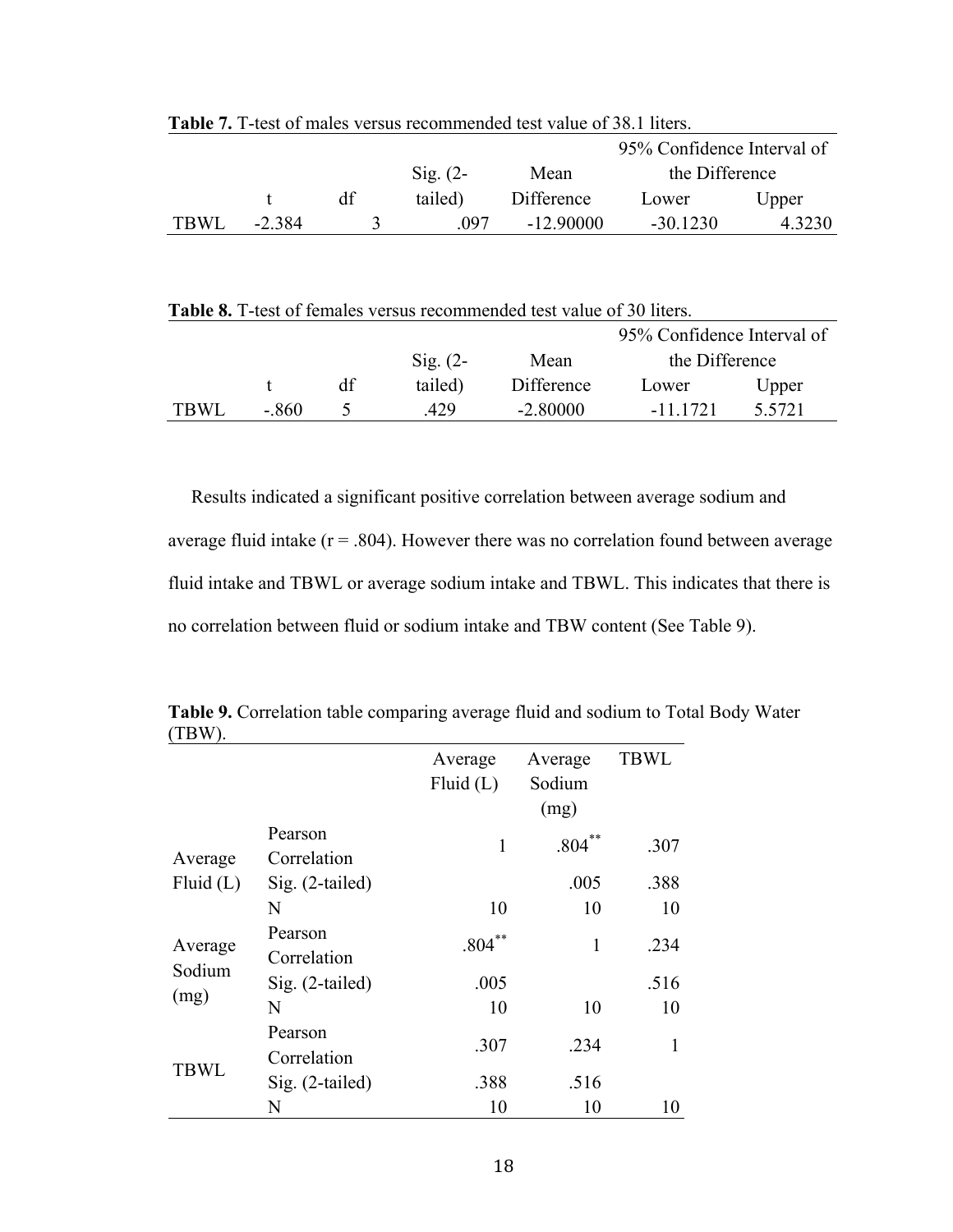**Table 7.** T-test of males versus recommended test value of 38.1 liters.

| | t | df | Sig. (2-tailed) | Mean Difference | 95% Confidence Interval of the Difference | |
|---|---|---|---|---|---|---|
| | | | | | Lower | Upper |
| TBWL | -2.384 | 3 | .097 | -12.90000 | -30.1230 | 4.3230 |

**Table 8.** T-test of females versus recommended test value of 30 liters.

| | t | df | Sig. (2-tailed) | Mean Difference | 95% Confidence Interval of the Difference | |
|---|---|---|---|---|---|---|
| | | | | | Lower | Upper |
| TBWL | -.860 | 5 | .429 | -2.80000 | -11.1721 | 5.5721 |

Results indicated a significant positive correlation between average sodium and average fluid intake (r = .804). However there was no correlation found between average fluid intake and TBWL or average sodium intake and TBWL. This indicates that there is no correlation between fluid or sodium intake and TBW content (See Table 9).

**Table 9.** Correlation table comparing average fluid and sodium to Total Body Water (TBW).

| | | Average Fluid (L) | Average Sodium (mg) | TBWL |
|---|---|---|---|---|
| Average Fluid (L) | Pearson Correlation | 1 | .804** | .307 |
| | Sig. (2-tailed) | | .005 | .388 |
| | N | 10 | 10 | 10 |
| Average Sodium (mg) | Pearson Correlation | .804** | 1 | .234 |
| | Sig. (2-tailed) | .005 | | .516 |
| | N | 10 | 10 | 10 |
| TBWL | Pearson Correlation | .307 | .234 | 1 |
| | Sig. (2-tailed) | .388 | .516 | |
| | N | 10 | 10 | 10 |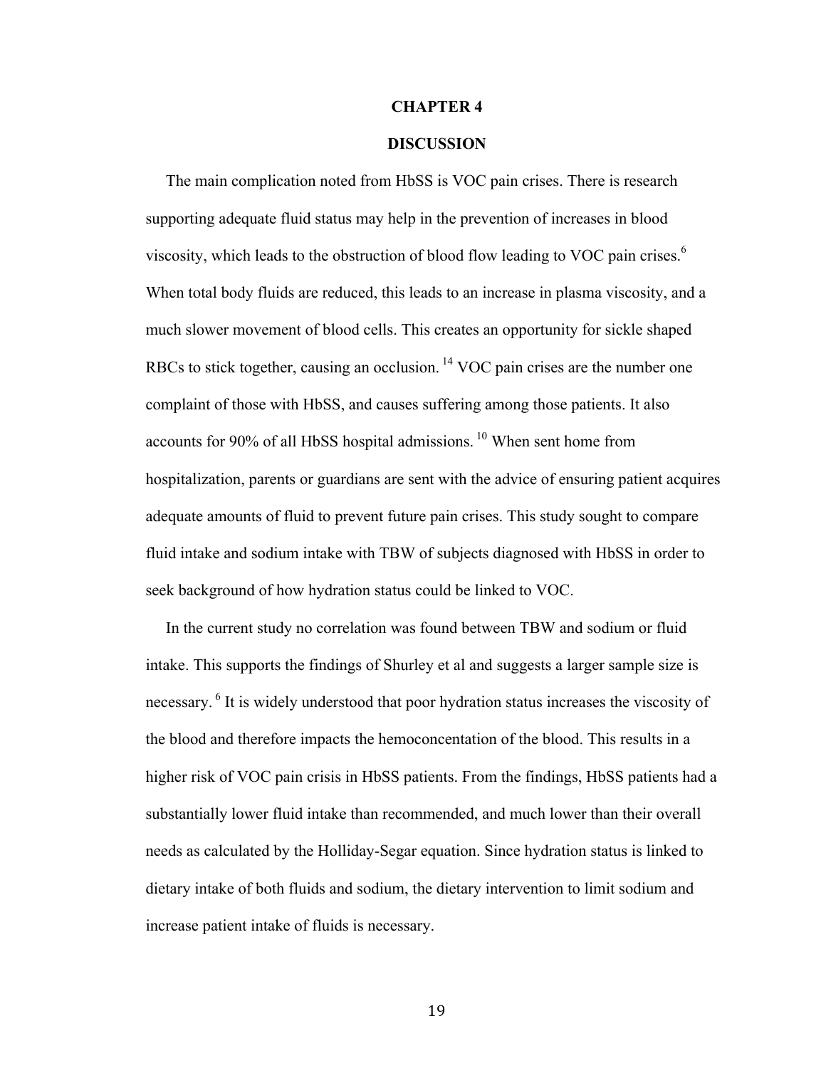# CHAPTER 4

## DISCUSSION

The main complication noted from HbSS is VOC pain crises. There is research supporting adequate fluid status may help in the prevention of increases in blood viscosity, which leads to the obstruction of blood flow leading to VOC pain crises.[6] When total body fluids are reduced, this leads to an increase in plasma viscosity, and a much slower movement of blood cells. This creates an opportunity for sickle shaped RBCs to stick together, causing an occlusion. [14] VOC pain crises are the number one complaint of those with HbSS, and causes suffering among those patients. It also accounts for 90% of all HbSS hospital admissions. [10] When sent home from hospitalization, parents or guardians are sent with the advice of ensuring patient acquires adequate amounts of fluid to prevent future pain crises. This study sought to compare fluid intake and sodium intake with TBW of subjects diagnosed with HbSS in order to seek background of how hydration status could be linked to VOC.

In the current study no correlation was found between TBW and sodium or fluid intake. This supports the findings of Shurley et al and suggests a larger sample size is necessary. [6] It is widely understood that poor hydration status increases the viscosity of the blood and therefore impacts the hemoconcentation of the blood. This results in a higher risk of VOC pain crisis in HbSS patients. From the findings, HbSS patients had a substantially lower fluid intake than recommended, and much lower than their overall needs as calculated by the Holliday-Segar equation. Since hydration status is linked to dietary intake of both fluids and sodium, the dietary intervention to limit sodium and increase patient intake of fluids is necessary.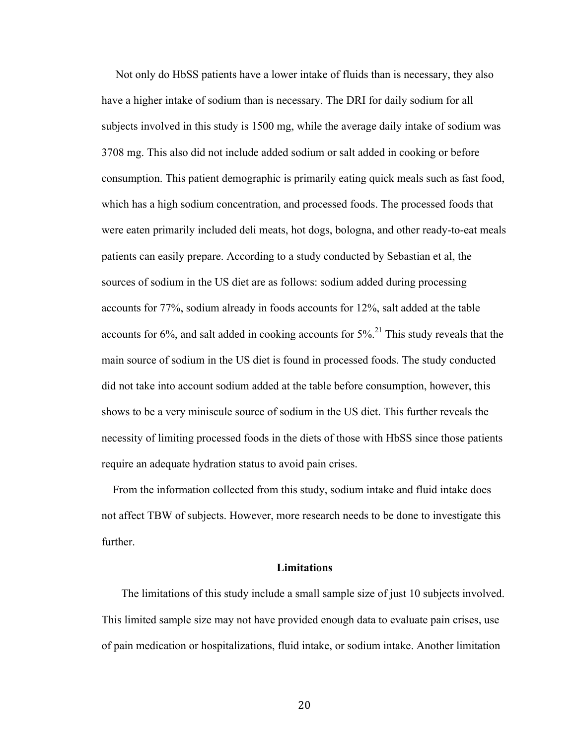Not only do HbSS patients have a lower intake of fluids than is necessary, they also have a higher intake of sodium than is necessary. The DRI for daily sodium for all subjects involved in this study is 1500 mg, while the average daily intake of sodium was 3708 mg. This also did not include added sodium or salt added in cooking or before consumption. This patient demographic is primarily eating quick meals such as fast food, which has a high sodium concentration, and processed foods. The processed foods that were eaten primarily included deli meats, hot dogs, bologna, and other ready-to-eat meals patients can easily prepare. According to a study conducted by Sebastian et al, the sources of sodium in the US diet are as follows: sodium added during processing accounts for 77%, sodium already in foods accounts for 12%, salt added at the table accounts for 6%, and salt added in cooking accounts for 5%.[21] This study reveals that the main source of sodium in the US diet is found in processed foods. The study conducted did not take into account sodium added at the table before consumption, however, this shows to be a very miniscule source of sodium in the US diet. This further reveals the necessity of limiting processed foods in the diets of those with HbSS since those patients require an adequate hydration status to avoid pain crises.

From the information collected from this study, sodium intake and fluid intake does not affect TBW of subjects. However, more research needs to be done to investigate this further.

## Limitations

The limitations of this study include a small sample size of just 10 subjects involved. This limited sample size may not have provided enough data to evaluate pain crises, use of pain medication or hospitalizations, fluid intake, or sodium intake. Another limitation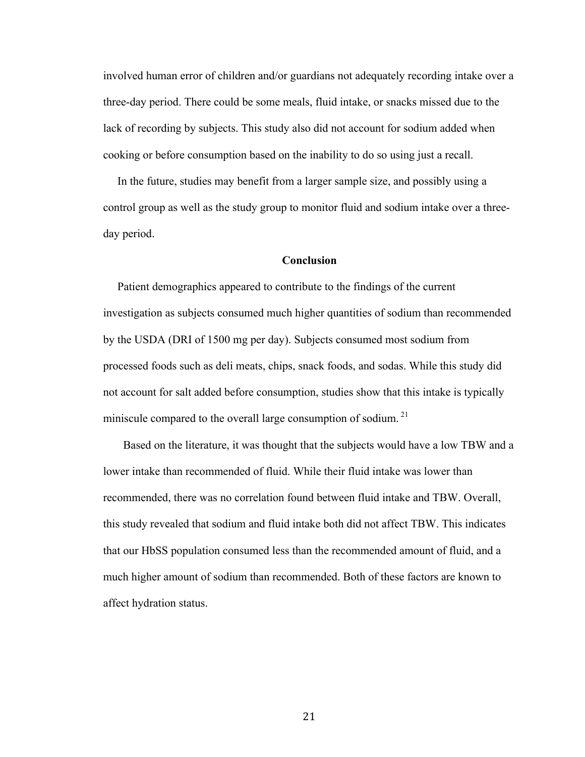involved human error of children and/or guardians not adequately recording intake over a three-day period. There could be some meals, fluid intake, or snacks missed due to the lack of recording by subjects. This study also did not account for sodium added when cooking or before consumption based on the inability to do so using just a recall.

In the future, studies may benefit from a larger sample size, and possibly using a control group as well as the study group to monitor fluid and sodium intake over a three-day period.

## Conclusion

Patient demographics appeared to contribute to the findings of the current investigation as subjects consumed much higher quantities of sodium than recommended by the USDA (DRI of 1500 mg per day). Subjects consumed most sodium from processed foods such as deli meats, chips, snack foods, and sodas. While this study did not account for salt added before consumption, studies show that this intake is typically miniscule compared to the overall large consumption of sodium.[21]

Based on the literature, it was thought that the subjects would have a low TBW and a lower intake than recommended of fluid. While their fluid intake was lower than recommended, there was no correlation found between fluid intake and TBW. Overall, this study revealed that sodium and fluid intake both did not affect TBW. This indicates that our HbSS population consumed less than the recommended amount of fluid, and a much higher amount of sodium than recommended. Both of these factors are known to affect hydration status.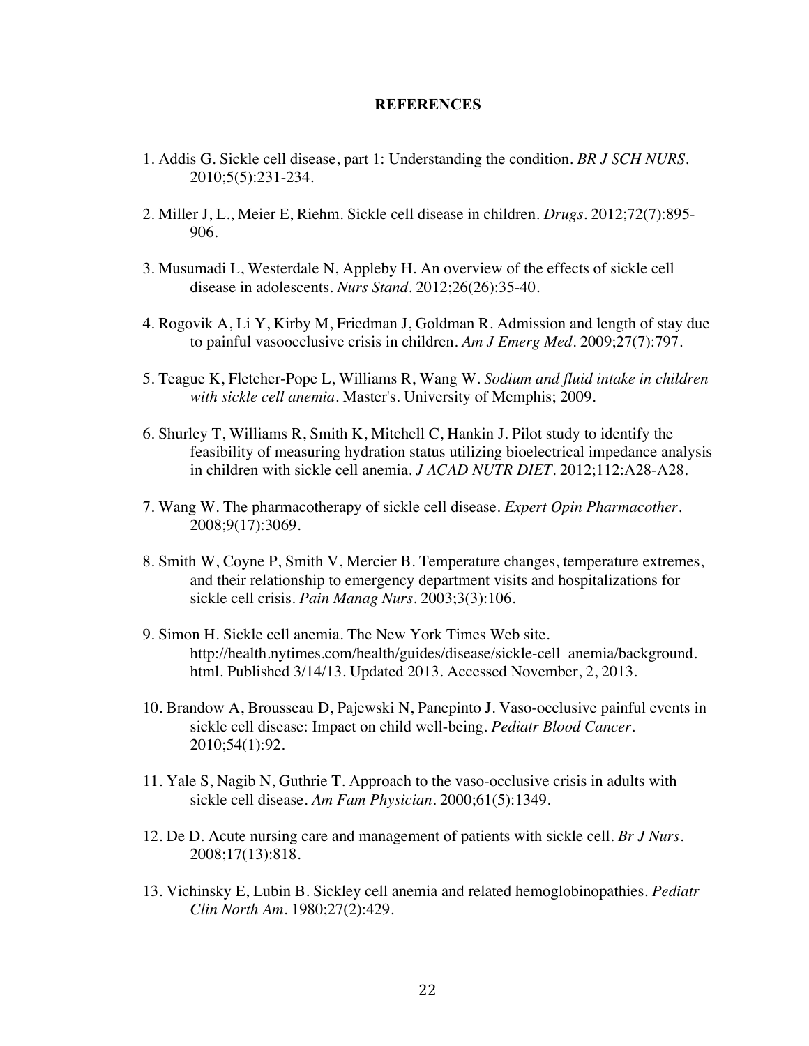**REFERENCES**

1. Addis G. Sickle cell disease, part 1: Understanding the condition. *BR J SCH NURS*. 2010;5(5):231-234.

2. Miller J, L., Meier E, Riehm. Sickle cell disease in children. *Drugs*. 2012;72(7):895-906.

3. Musumadi L, Westerdale N, Appleby H. An overview of the effects of sickle cell disease in adolescents. *Nurs Stand*. 2012;26(26):35-40.

4. Rogovik A, Li Y, Kirby M, Friedman J, Goldman R. Admission and length of stay due to painful vasoocclusive crisis in children. *Am J Emerg Med*. 2009;27(7):797.

5. Teague K, Fletcher-Pope L, Williams R, Wang W. *Sodium and fluid intake in children with sickle cell anemia*. Master's. University of Memphis; 2009.

6. Shurley T, Williams R, Smith K, Mitchell C, Hankin J. Pilot study to identify the feasibility of measuring hydration status utilizing bioelectrical impedance analysis in children with sickle cell anemia. *J ACAD NUTR DIET*. 2012;112:A28-A28.

7. Wang W. The pharmacotherapy of sickle cell disease. *Expert Opin Pharmacother*. 2008;9(17):3069.

8. Smith W, Coyne P, Smith V, Mercier B. Temperature changes, temperature extremes, and their relationship to emergency department visits and hospitalizations for sickle cell crisis. *Pain Manag Nurs*. 2003;3(3):106.

9. Simon H. Sickle cell anemia. The New York Times Web site. http://health.nytimes.com/health/guides/disease/sickle-cell anemia/background.html. Published 3/14/13. Updated 2013. Accessed November, 2, 2013.

10. Brandow A, Brousseau D, Pajewski N, Panepinto J. Vaso-occlusive painful events in sickle cell disease: Impact on child well-being. *Pediatr Blood Cancer*. 2010;54(1):92.

11. Yale S, Nagib N, Guthrie T. Approach to the vaso-occlusive crisis in adults with sickle cell disease. *Am Fam Physician*. 2000;61(5):1349.

12. De D. Acute nursing care and management of patients with sickle cell. *Br J Nurs*. 2008;17(13):818.

13. Vichinsky E, Lubin B. Sickley cell anemia and related hemoglobinopathies. *Pediatr Clin North Am*. 1980;27(2):429.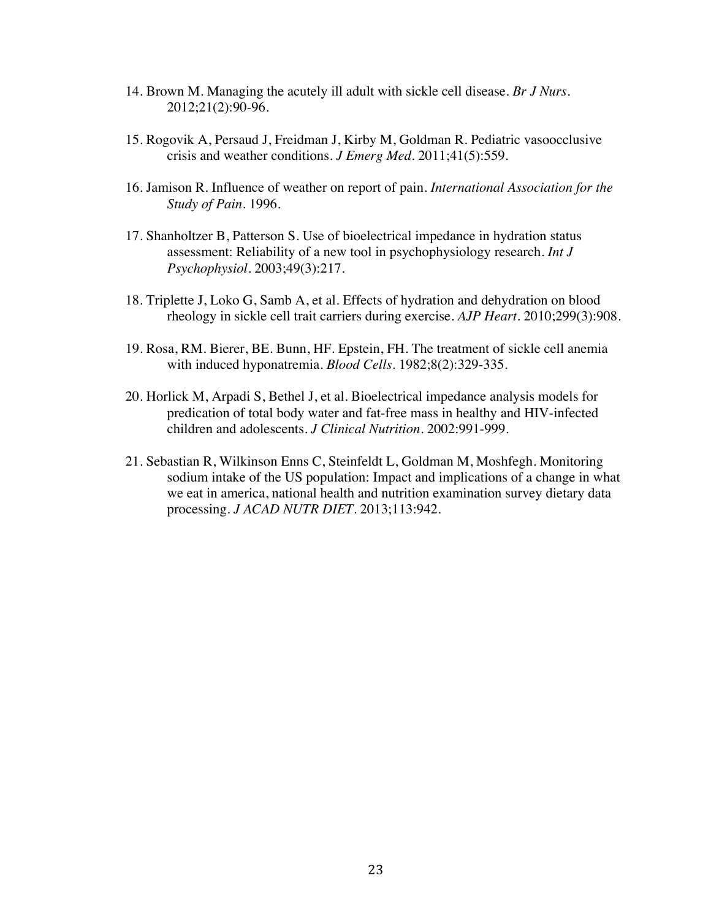14. Brown M. Managing the acutely ill adult with sickle cell disease. *Br J Nurs*. 2012;21(2):90-96.

15. Rogovik A, Persaud J, Freidman J, Kirby M, Goldman R. Pediatric vasoocclusive crisis and weather conditions. *J Emerg Med*. 2011;41(5):559.

16. Jamison R. Influence of weather on report of pain. *International Association for the Study of Pain*. 1996.

17. Shanholtzer B, Patterson S. Use of bioelectrical impedance in hydration status assessment: Reliability of a new tool in psychophysiology research. *Int J Psychophysiol*. 2003;49(3):217.

18. Triplette J, Loko G, Samb A, et al. Effects of hydration and dehydration on blood rheology in sickle cell trait carriers during exercise. *AJP Heart*. 2010;299(3):908.

19. Rosa, RM. Bierer, BE. Bunn, HF. Epstein, FH. The treatment of sickle cell anemia with induced hyponatremia. *Blood Cells*. 1982;8(2):329-335.

20. Horlick M, Arpadi S, Bethel J, et al. Bioelectrical impedance analysis models for predication of total body water and fat-free mass in healthy and HIV-infected children and adolescents. *J Clinical Nutrition*. 2002:991-999.

21. Sebastian R, Wilkinson Enns C, Steinfeldt L, Goldman M, Moshfegh. Monitoring sodium intake of the US population: Impact and implications of a change in what we eat in america, national health and nutrition examination survey dietary data processing. *J ACAD NUTR DIET*. 2013;113:942.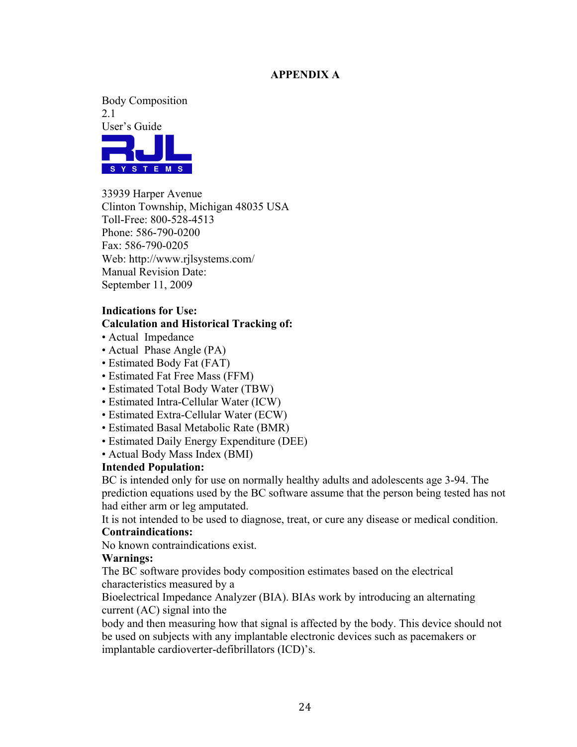## APPENDIX A

Body Composition
2.1
User's Guide

RJL SYSTEMS

33939 Harper Avenue
Clinton Township, Michigan 48035 USA
Toll-Free: 800-528-4513
Phone: 586-790-0200
Fax: 586-790-0205
Web: http://www.rjlsystems.com/
Manual Revision Date:
September 11, 2009

**Indications for Use:**
**Calculation and Historical Tracking of:**

- Actual Impedance
- Actual Phase Angle (PA)
- Estimated Body Fat (FAT)
- Estimated Fat Free Mass (FFM)
- Estimated Total Body Water (TBW)
- Estimated Intra-Cellular Water (ICW)
- Estimated Extra-Cellular Water (ECW)
- Estimated Basal Metabolic Rate (BMR)
- Estimated Daily Energy Expenditure (DEE)
- Actual Body Mass Index (BMI)

**Intended Population:**
BC is intended only for use on normally healthy adults and adolescents age 3-94. The prediction equations used by the BC software assume that the person being tested has not had either arm or leg amputated.
It is not intended to be used to diagnose, treat, or cure any disease or medical condition.

**Contraindications:**
No known contraindications exist.

**Warnings:**
The BC software provides body composition estimates based on the electrical characteristics measured by a
Bioelectrical Impedance Analyzer (BIA). BIAs work by introducing an alternating current (AC) signal into the
body and then measuring how that signal is affected by the body. This device should not be used on subjects with any implantable electronic devices such as pacemakers or implantable cardioverter-defibrillators (ICD)'s.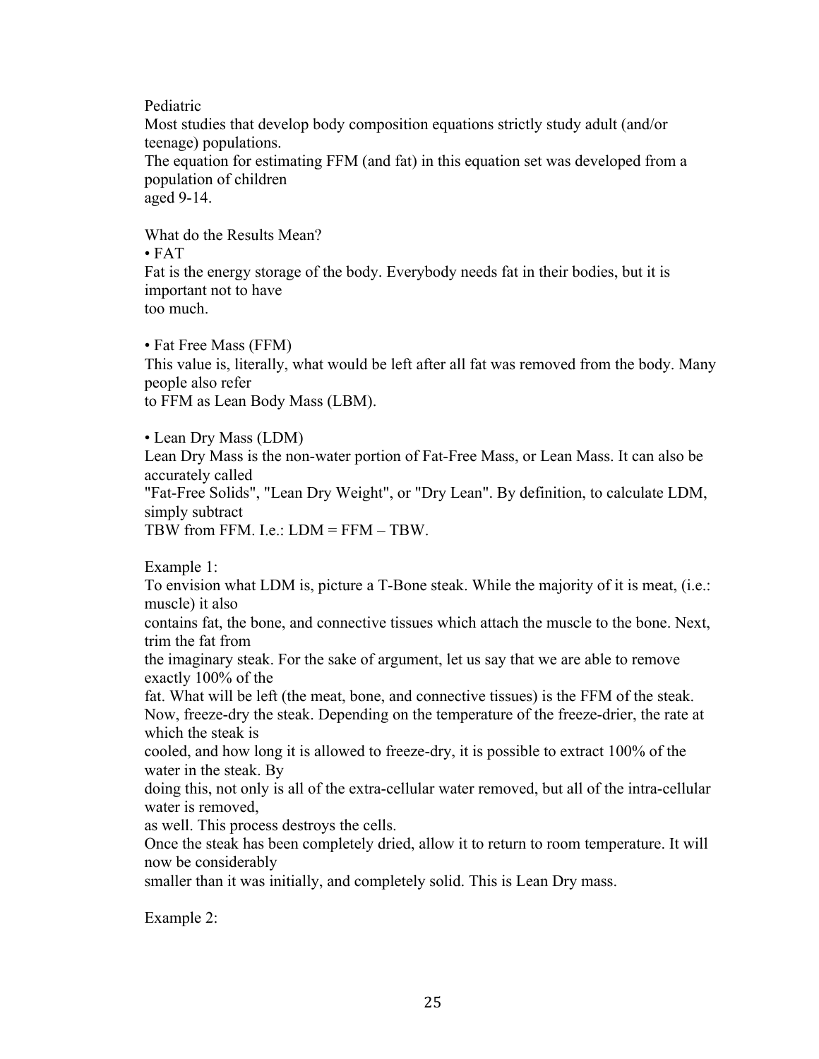Pediatric

Most studies that develop body composition equations strictly study adult (and/or teenage) populations.
The equation for estimating FFM (and fat) in this equation set was developed from a population of children aged 9-14.

What do the Results Mean?

- FAT

Fat is the energy storage of the body. Everybody needs fat in their bodies, but it is important not to have too much.

- Fat Free Mass (FFM)

This value is, literally, what would be left after all fat was removed from the body. Many people also refer to FFM as Lean Body Mass (LBM).

- Lean Dry Mass (LDM)

Lean Dry Mass is the non-water portion of Fat-Free Mass, or Lean Mass. It can also be accurately called "Fat-Free Solids", "Lean Dry Weight", or "Dry Lean". By definition, to calculate LDM, simply subtract TBW from FFM. I.e.: LDM = FFM – TBW.

Example 1:

To envision what LDM is, picture a T-Bone steak. While the majority of it is meat, (i.e.: muscle) it also contains fat, the bone, and connective tissues which attach the muscle to the bone. Next, trim the fat from the imaginary steak. For the sake of argument, let us say that we are able to remove exactly 100% of the fat. What will be left (the meat, bone, and connective tissues) is the FFM of the steak.
Now, freeze-dry the steak. Depending on the temperature of the freeze-drier, the rate at which the steak is cooled, and how long it is allowed to freeze-dry, it is possible to extract 100% of the water in the steak. By doing this, not only is all of the extra-cellular water removed, but all of the intra-cellular water is removed, as well. This process destroys the cells.
Once the steak has been completely dried, allow it to return to room temperature. It will now be considerably smaller than it was initially, and completely solid. This is Lean Dry mass.

Example 2: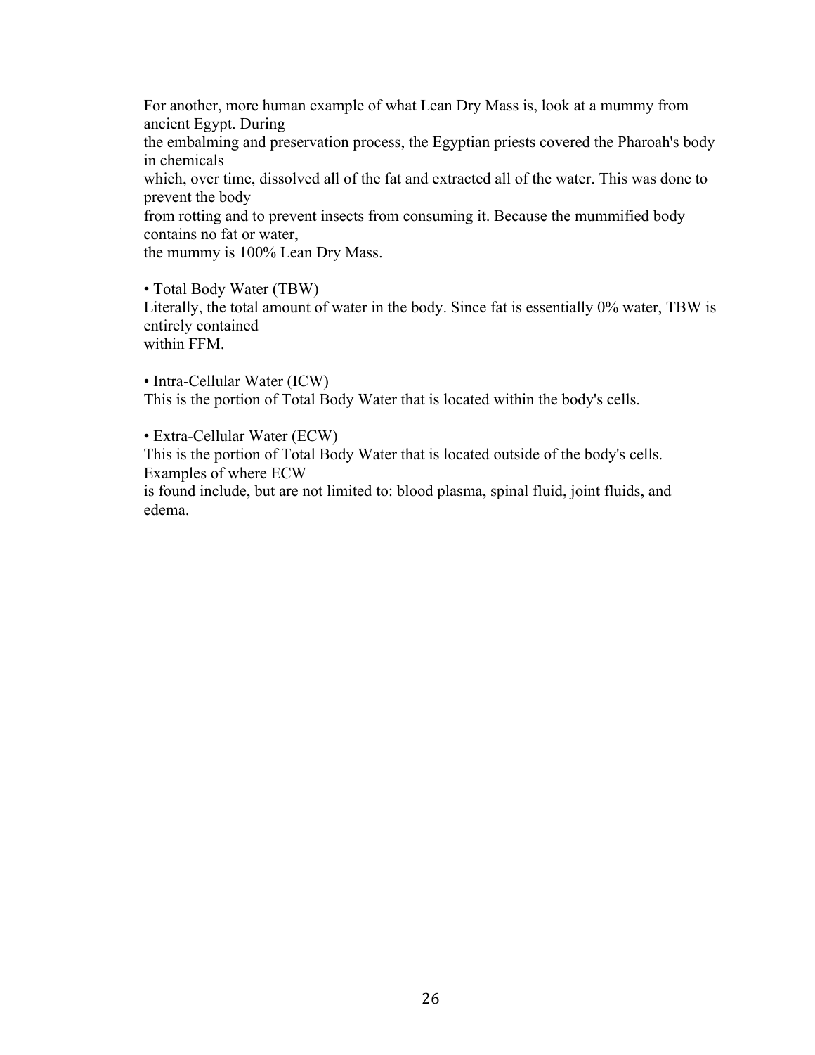For another, more human example of what Lean Dry Mass is, look at a mummy from ancient Egypt. During the embalming and preservation process, the Egyptian priests covered the Pharoah's body in chemicals which, over time, dissolved all of the fat and extracted all of the water. This was done to prevent the body from rotting and to prevent insects from consuming it. Because the mummified body contains no fat or water, the mummy is 100% Lean Dry Mass.

- Total Body Water (TBW)

Literally, the total amount of water in the body. Since fat is essentially 0% water, TBW is entirely contained within FFM.

- Intra-Cellular Water (ICW)

This is the portion of Total Body Water that is located within the body's cells.

- Extra-Cellular Water (ECW)

This is the portion of Total Body Water that is located outside of the body's cells. Examples of where ECW is found include, but are not limited to: blood plasma, spinal fluid, joint fluids, and edema.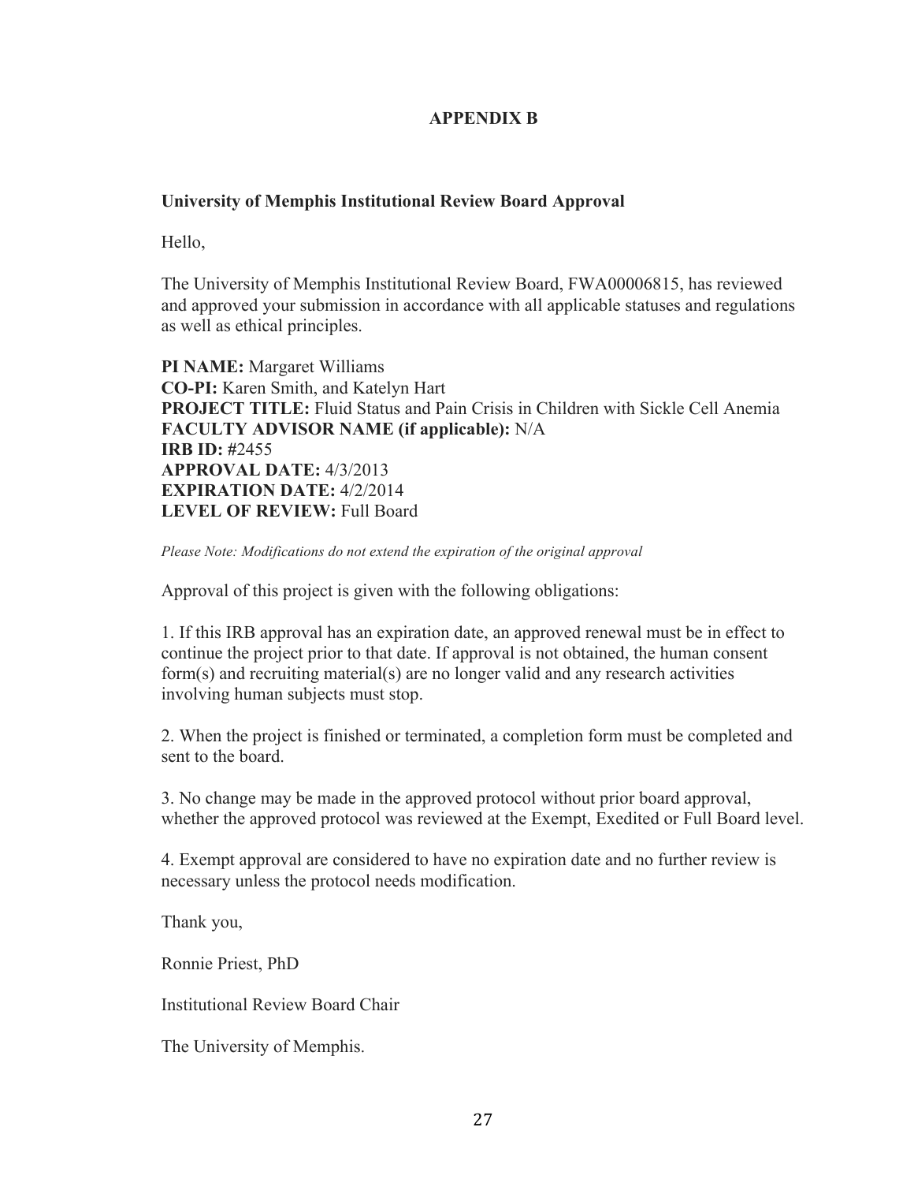# APPENDIX B

**University of Memphis Institutional Review Board Approval**

Hello,

The University of Memphis Institutional Review Board, FWA00006815, has reviewed and approved your submission in accordance with all applicable statuses and regulations as well as ethical principles.

**PI NAME:** Margaret Williams
**CO-PI:** Karen Smith, and Katelyn Hart
**PROJECT TITLE:** Fluid Status and Pain Crisis in Children with Sickle Cell Anemia
**FACULTY ADVISOR NAME (if applicable):** N/A
**IRB ID: #**2455
**APPROVAL DATE:** 4/3/2013
**EXPIRATION DATE:** 4/2/2014
**LEVEL OF REVIEW:** Full Board

*Please Note: Modifications do not extend the expiration of the original approval*

Approval of this project is given with the following obligations:

1. If this IRB approval has an expiration date, an approved renewal must be in effect to continue the project prior to that date. If approval is not obtained, the human consent form(s) and recruiting material(s) are no longer valid and any research activities involving human subjects must stop.

2. When the project is finished or terminated, a completion form must be completed and sent to the board.

3. No change may be made in the approved protocol without prior board approval, whether the approved protocol was reviewed at the Exempt, Exedited or Full Board level.

4. Exempt approval are considered to have no expiration date and no further review is necessary unless the protocol needs modification.

Thank you,

Ronnie Priest, PhD

Institutional Review Board Chair

The University of Memphis.